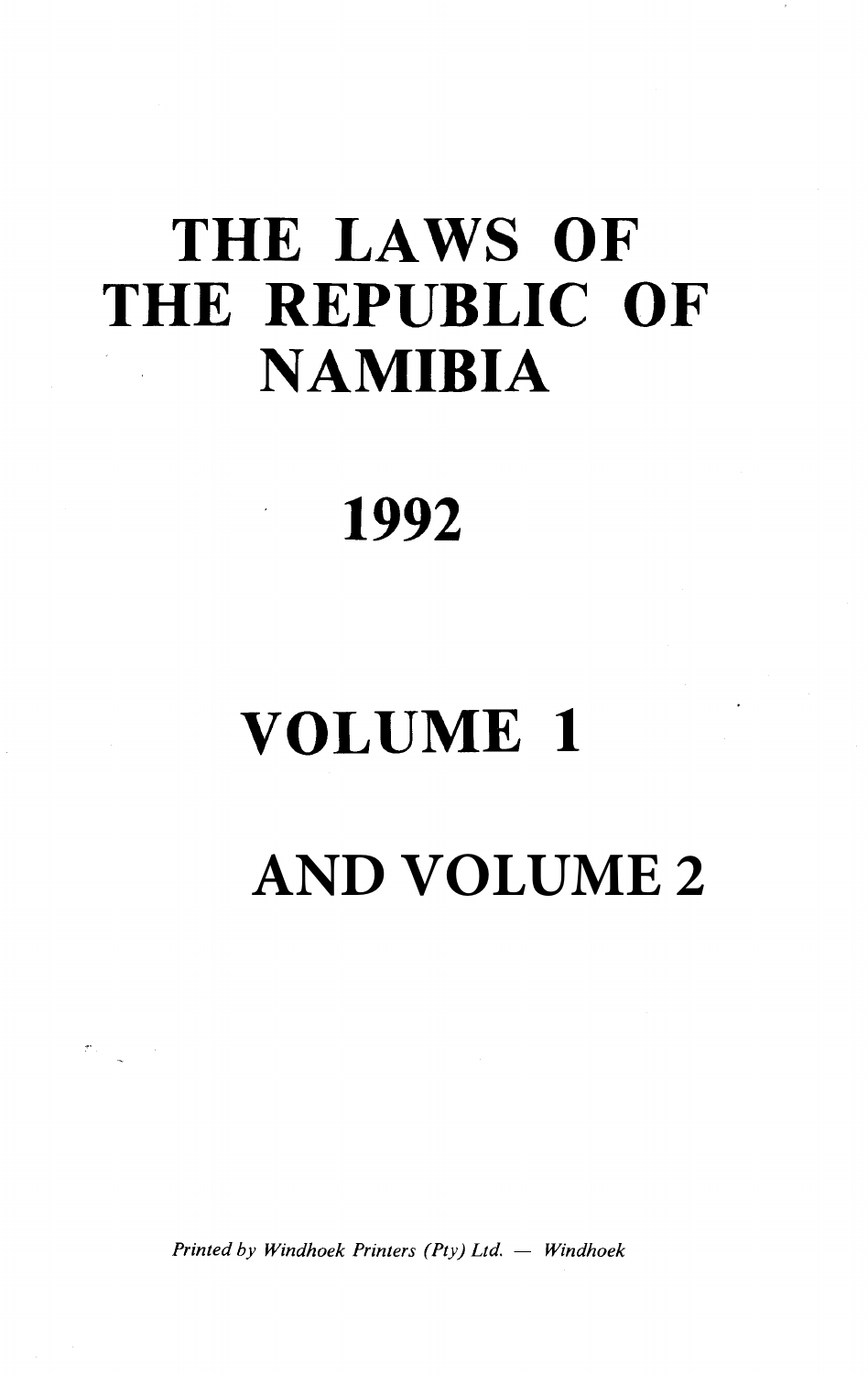# THE LAWS OF THE REPUBLIC OF NAMIBIA

## 1992

## VOLUME 1

## AND VOLUME 2

*Printed by Windhoek Printers (Pty) Ltd. — Windhoek*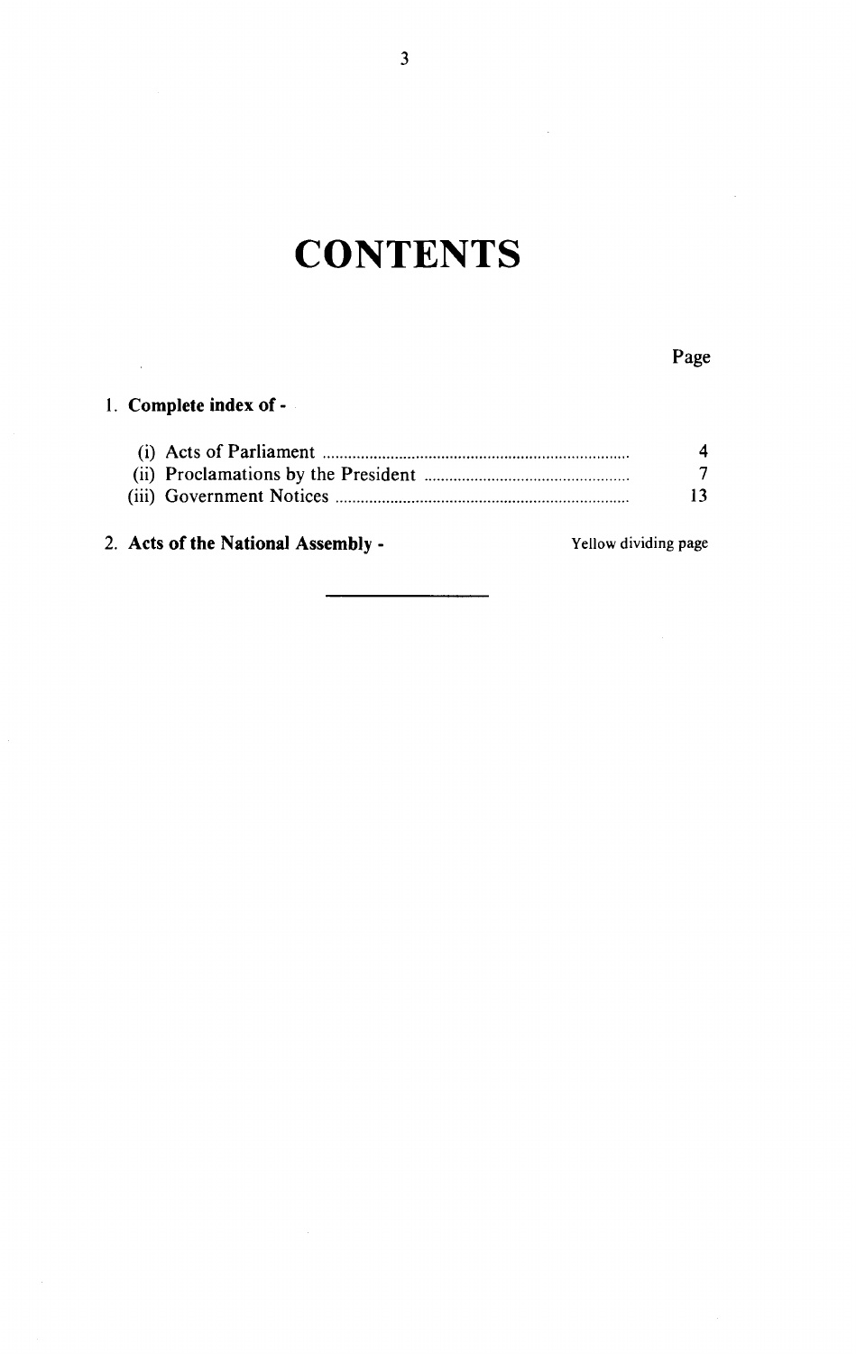# CONTENTS

| | Page |
|---|---|
| 1. **Complete index of -** | |
| (i) Acts of Parliament | 4 |
| (ii) Proclamations by the President | 7 |
| (iii) Government Notices | 13 |
| 2. **Acts of the National Assembly -** | Yellow dividing page |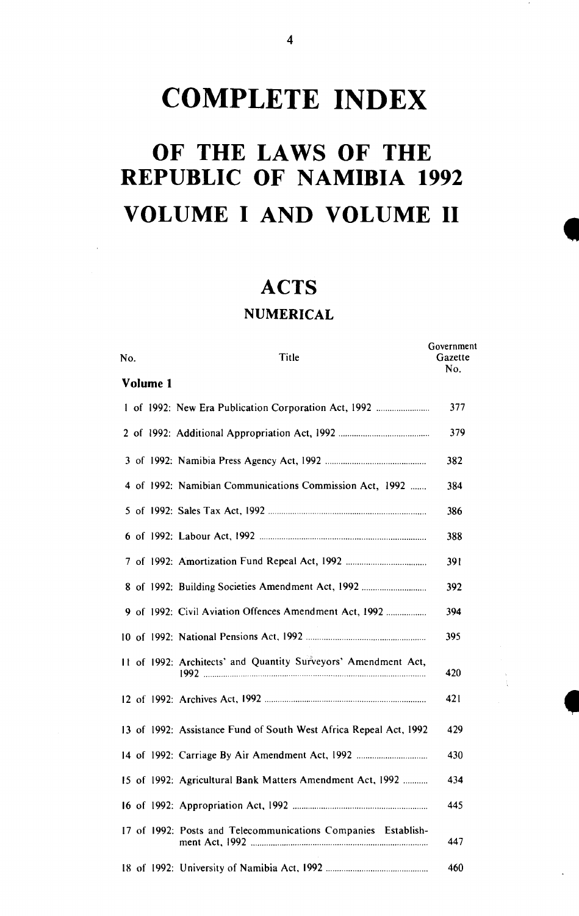# COMPLETE INDEX

# OF THE LAWS OF THE REPUBLIC OF NAMIBIA 1992

# VOLUME I AND VOLUME II

## ACTS

### NUMERICAL

| No. | Title | Government Gazette No. |
|---|---|---|
| **Volume 1** | | |
| 1 of 1992: | New Era Publication Corporation Act, 1992 | 377 |
| 2 of 1992: | Additional Appropriation Act, 1992 | 379 |
| 3 of 1992: | Namibia Press Agency Act, 1992 | 382 |
| 4 of 1992: | Namibian Communications Commission Act, 1992 | 384 |
| 5 of 1992: | Sales Tax Act, 1992 | 386 |
| 6 of 1992: | Labour Act, 1992 | 388 |
| 7 of 1992: | Amortization Fund Repeal Act, 1992 | 391 |
| 8 of 1992: | Building Societies Amendment Act, 1992 | 392 |
| 9 of 1992: | Civil Aviation Offences Amendment Act, 1992 | 394 |
| 10 of 1992: | National Pensions Act, 1992 | 395 |
| 11 of 1992: | Architects' and Quantity Surveyors' Amendment Act, 1992 | 420 |
| 12 of 1992: | Archives Act, 1992 | 421 |
| 13 of 1992: | Assistance Fund of South West Africa Repeal Act, 1992 | 429 |
| 14 of 1992: | Carriage By Air Amendment Act, 1992 | 430 |
| 15 of 1992: | Agricultural Bank Matters Amendment Act, 1992 | 434 |
| 16 of 1992: | Appropriation Act, 1992 | 445 |
| 17 of 1992: | Posts and Telecommunications Companies Establishment Act, 1992 | 447 |
| 18 of 1992: | University of Namibia Act, 1992 | 460 |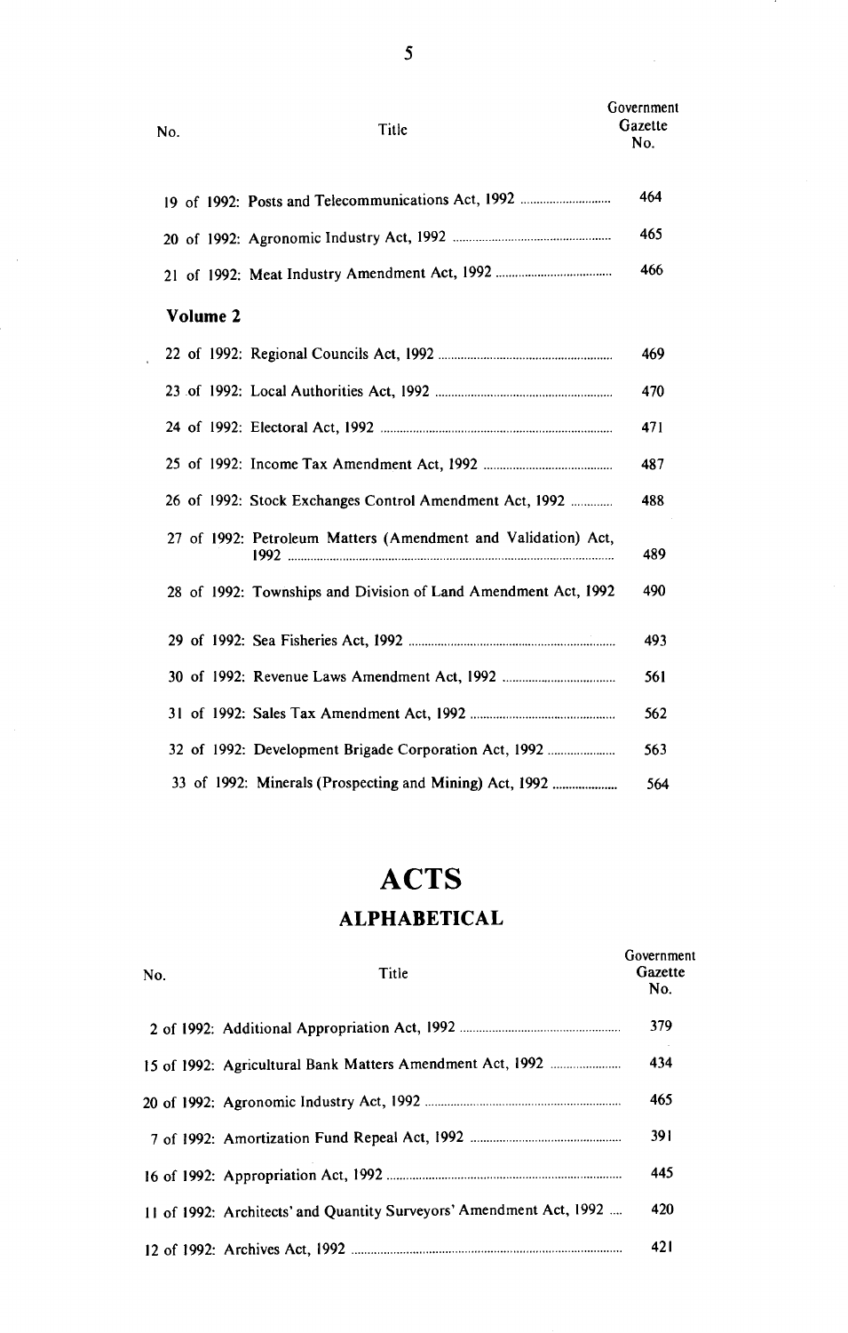| No. | Title | Government Gazette No. |
|---|---|---|
| 19 of 1992: | Posts and Telecommunications Act, 1992 | 464 |
| 20 of 1992: | Agronomic Industry Act, 1992 | 465 |
| 21 of 1992: | Meat Industry Amendment Act, 1992 | 466 |
| **Volume 2** | | |
| 22 of 1992: | Regional Councils Act, 1992 | 469 |
| 23 of 1992: | Local Authorities Act, 1992 | 470 |
| 24 of 1992: | Electoral Act, 1992 | 471 |
| 25 of 1992: | Income Tax Amendment Act, 1992 | 487 |
| 26 of 1992: | Stock Exchanges Control Amendment Act, 1992 | 488 |
| 27 of 1992: | Petroleum Matters (Amendment and Validation) Act, 1992 | 489 |
| 28 of 1992: | Townships and Division of Land Amendment Act, 1992 | 490 |
| 29 of 1992: | Sea Fisheries Act, 1992 | 493 |
| 30 of 1992: | Revenue Laws Amendment Act, 1992 | 561 |
| 31 of 1992: | Sales Tax Amendment Act, 1992 | 562 |
| 32 of 1992: | Development Brigade Corporation Act, 1992 | 563 |
| 33 of 1992: | Minerals (Prospecting and Mining) Act, 1992 | 564 |

# ACTS

## ALPHABETICAL

| No. | Title | Government Gazette No. |
|---|---|---|
| 2 of 1992: | Additional Appropriation Act, 1992 | 379 |
| 15 of 1992: | Agricultural Bank Matters Amendment Act, 1992 | 434 |
| 20 of 1992: | Agronomic Industry Act, 1992 | 465 |
| 7 of 1992: | Amortization Fund Repeal Act, 1992 | 391 |
| 16 of 1992: | Appropriation Act, 1992 | 445 |
| 11 of 1992: | Architects' and Quantity Surveyors' Amendment Act, 1992 | 420 |
| 12 of 1992: | Archives Act, 1992 | 421 |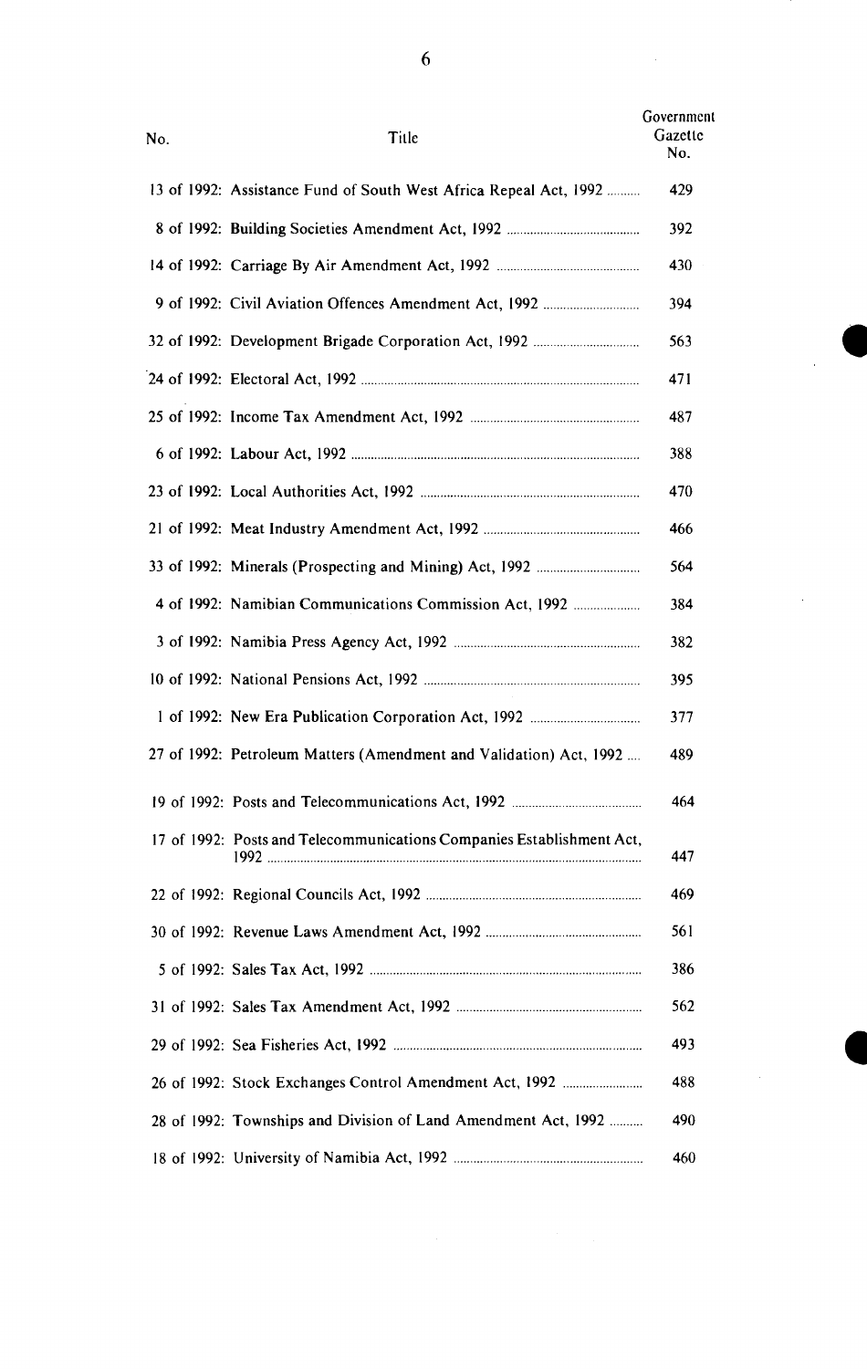| No. | Title | Government Gazette No. |
|---|---|---|
| 13 of 1992: | Assistance Fund of South West Africa Repeal Act, 1992 | 429 |
| 8 of 1992: | Building Societies Amendment Act, 1992 | 392 |
| 14 of 1992: | Carriage By Air Amendment Act, 1992 | 430 |
| 9 of 1992: | Civil Aviation Offences Amendment Act, 1992 | 394 |
| 32 of 1992: | Development Brigade Corporation Act, 1992 | 563 |
| 24 of 1992: | Electoral Act, 1992 | 471 |
| 25 of 1992: | Income Tax Amendment Act, 1992 | 487 |
| 6 of 1992: | Labour Act, 1992 | 388 |
| 23 of 1992: | Local Authorities Act, 1992 | 470 |
| 21 of 1992: | Meat Industry Amendment Act, 1992 | 466 |
| 33 of 1992: | Minerals (Prospecting and Mining) Act, 1992 | 564 |
| 4 of 1992: | Namibian Communications Commission Act, 1992 | 384 |
| 3 of 1992: | Namibia Press Agency Act, 1992 | 382 |
| 10 of 1992: | National Pensions Act, 1992 | 395 |
| 1 of 1992: | New Era Publication Corporation Act, 1992 | 377 |
| 27 of 1992: | Petroleum Matters (Amendment and Validation) Act, 1992 | 489 |
| 19 of 1992: | Posts and Telecommunications Act, 1992 | 464 |
| 17 of 1992: | Posts and Telecommunications Companies Establishment Act, 1992 | 447 |
| 22 of 1992: | Regional Councils Act, 1992 | 469 |
| 30 of 1992: | Revenue Laws Amendment Act, 1992 | 561 |
| 5 of 1992: | Sales Tax Act, 1992 | 386 |
| 31 of 1992: | Sales Tax Amendment Act, 1992 | 562 |
| 29 of 1992: | Sea Fisheries Act, 1992 | 493 |
| 26 of 1992: | Stock Exchanges Control Amendment Act, 1992 | 488 |
| 28 of 1992: | Townships and Division of Land Amendment Act, 1992 | 490 |
| 18 of 1992: | University of Namibia Act, 1992 | 460 |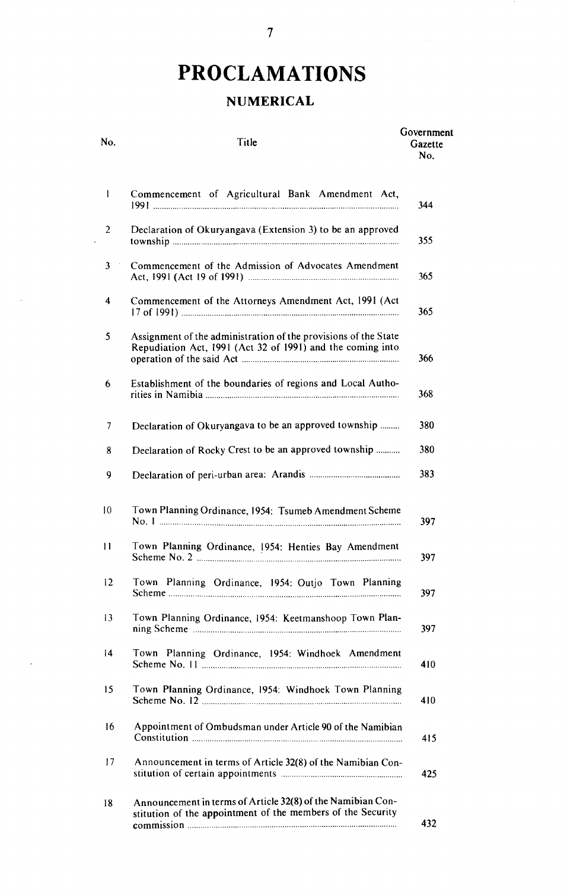# PROCLAMATIONS

## NUMERICAL

| No. | Title | Government Gazette No. |
|---|---|---|
| 1 | Commencement of Agricultural Bank Amendment Act, 1991 | 344 |
| 2 | Declaration of Okuryangava (Extension 3) to be an approved township | 355 |
| 3 | Commencement of the Admission of Advocates Amendment Act, 1991 (Act 19 of 1991) | 365 |
| 4 | Commencement of the Attorneys Amendment Act, 1991 (Act 17 of 1991) | 365 |
| 5 | Assignment of the administration of the provisions of the State Repudiation Act, 1991 (Act 32 of 1991) and the coming into operation of the said Act | 366 |
| 6 | Establishment of the boundaries of regions and Local Authorities in Namibia | 368 |
| 7 | Declaration of Okuryangava to be an approved township | 380 |
| 8 | Declaration of Rocky Crest to be an approved township | 380 |
| 9 | Declaration of peri-urban area: Arandis | 383 |
| 10 | Town Planning Ordinance, 1954: Tsumeb Amendment Scheme No. 1 | 397 |
| 11 | Town Planning Ordinance, 1954: Henties Bay Amendment Scheme No. 2 | 397 |
| 12 | Town Planning Ordinance, 1954: Outjo Town Planning Scheme | 397 |
| 13 | Town Planning Ordinance, 1954: Keetmanshoop Town Planning Scheme | 397 |
| 14 | Town Planning Ordinance, 1954: Windhoek Amendment Scheme No. 11 | 410 |
| 15 | Town Planning Ordinance, 1954: Windhoek Town Planning Scheme No. 12 | 410 |
| 16 | Appointment of Ombudsman under Article 90 of the Namibian Constitution | 415 |
| 17 | Announcement in terms of Article 32(8) of the Namibian Constitution of certain appointments | 425 |
| 18 | Announcement in terms of Article 32(8) of the Namibian Constitution of the appointment of the members of the Security commission | 432 |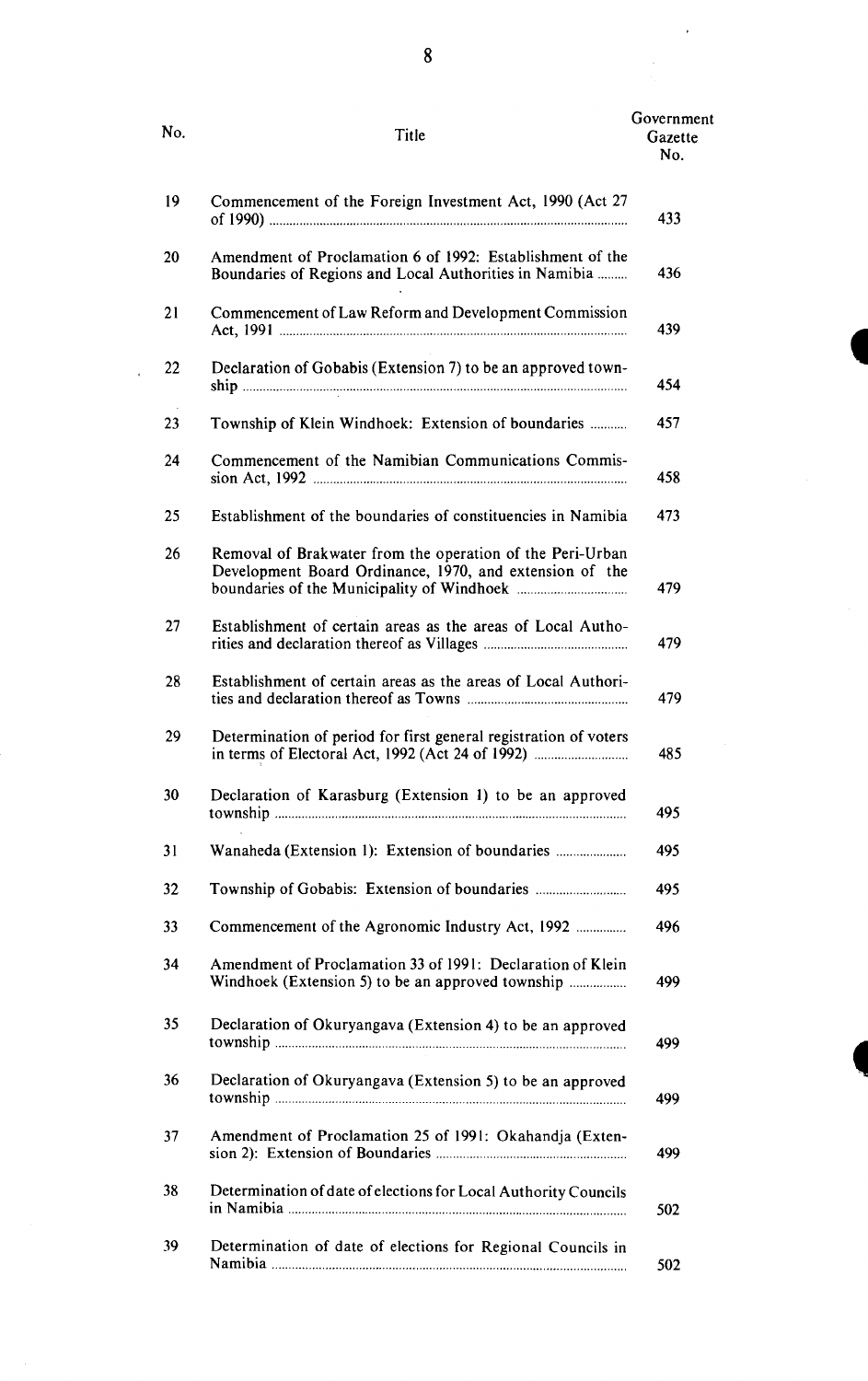| No. | Title | Government Gazette No. |
|---|---|---|
| 19 | Commencement of the Foreign Investment Act, 1990 (Act 27 of 1990) | 433 |
| 20 | Amendment of Proclamation 6 of 1992: Establishment of the Boundaries of Regions and Local Authorities in Namibia | 436 |
| 21 | Commencement of Law Reform and Development Commission Act, 1991 | 439 |
| 22 | Declaration of Gobabis (Extension 7) to be an approved township | 454 |
| 23 | Township of Klein Windhoek: Extension of boundaries | 457 |
| 24 | Commencement of the Namibian Communications Commission Act, 1992 | 458 |
| 25 | Establishment of the boundaries of constituencies in Namibia | 473 |
| 26 | Removal of Brakwater from the operation of the Peri-Urban Development Board Ordinance, 1970, and extension of the boundaries of the Municipality of Windhoek | 479 |
| 27 | Establishment of certain areas as the areas of Local Authorities and declaration thereof as Villages | 479 |
| 28 | Establishment of certain areas as the areas of Local Authorities and declaration thereof as Towns | 479 |
| 29 | Determination of period for first general registration of voters in terms of Electoral Act, 1992 (Act 24 of 1992) | 485 |
| 30 | Declaration of Karasburg (Extension 1) to be an approved township | 495 |
| 31 | Wanaheda (Extension 1): Extension of boundaries | 495 |
| 32 | Township of Gobabis: Extension of boundaries | 495 |
| 33 | Commencement of the Agronomic Industry Act, 1992 | 496 |
| 34 | Amendment of Proclamation 33 of 1991: Declaration of Klein Windhoek (Extension 5) to be an approved township | 499 |
| 35 | Declaration of Okuryangava (Extension 4) to be an approved township | 499 |
| 36 | Declaration of Okuryangava (Extension 5) to be an approved township | 499 |
| 37 | Amendment of Proclamation 25 of 1991: Okahandja (Extension 2): Extension of Boundaries | 499 |
| 38 | Determination of date of elections for Local Authority Councils in Namibia | 502 |
| 39 | Determination of date of elections for Regional Councils in Namibia | 502 |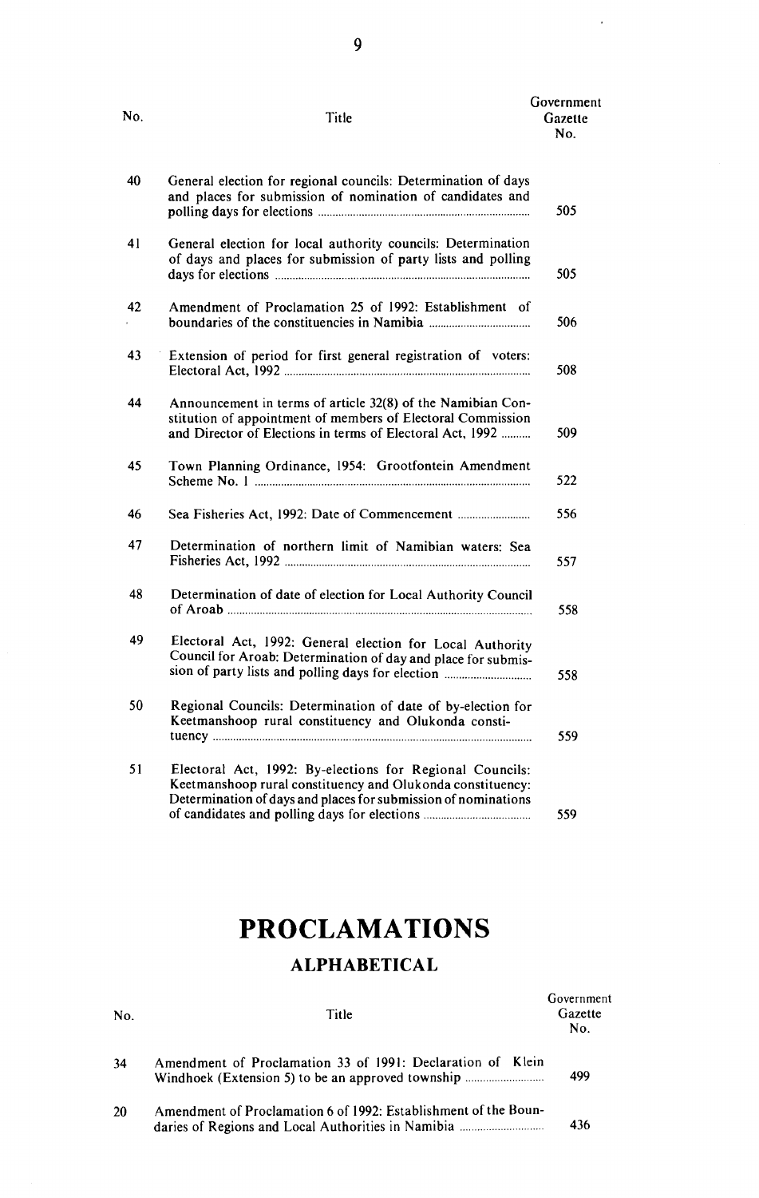| No. | Title | Government Gazette No. |
|---|---|---|
| 40 | General election for regional councils: Determination of days and places for submission of nomination of candidates and polling days for elections | 505 |
| 41 | General election for local authority councils: Determination of days and places for submission of party lists and polling days for elections | 505 |
| 42 | Amendment of Proclamation 25 of 1992: Establishment of boundaries of the constituencies in Namibia | 506 |
| 43 | Extension of period for first general registration of voters: Electoral Act, 1992 | 508 |
| 44 | Announcement in terms of article 32(8) of the Namibian Constitution of appointment of members of Electoral Commission and Director of Elections in terms of Electoral Act, 1992 | 509 |
| 45 | Town Planning Ordinance, 1954: Grootfontein Amendment Scheme No. 1 | 522 |
| 46 | Sea Fisheries Act, 1992: Date of Commencement | 556 |
| 47 | Determination of northern limit of Namibian waters: Sea Fisheries Act, 1992 | 557 |
| 48 | Determination of date of election for Local Authority Council of Aroab | 558 |
| 49 | Electoral Act, 1992: General election for Local Authority Council for Aroab: Determination of day and place for submission of party lists and polling days for election | 558 |
| 50 | Regional Councils: Determination of date of by-election for Keetmanshoop rural constituency and Olukonda constituency | 559 |
| 51 | Electoral Act, 1992: By-elections for Regional Councils: Keetmanshoop rural constituency and Olukonda constituency: Determination of days and places for submission of nominations of candidates and polling days for elections | 559 |

# PROCLAMATIONS

## ALPHABETICAL

| No. | Title | Government Gazette No. |
|---|---|---|
| 34 | Amendment of Proclamation 33 of 1991: Declaration of Klein Windhoek (Extension 5) to be an approved township | 499 |
| 20 | Amendment of Proclamation 6 of 1992: Establishment of the Boundaries of Regions and Local Authorities in Namibia | 436 |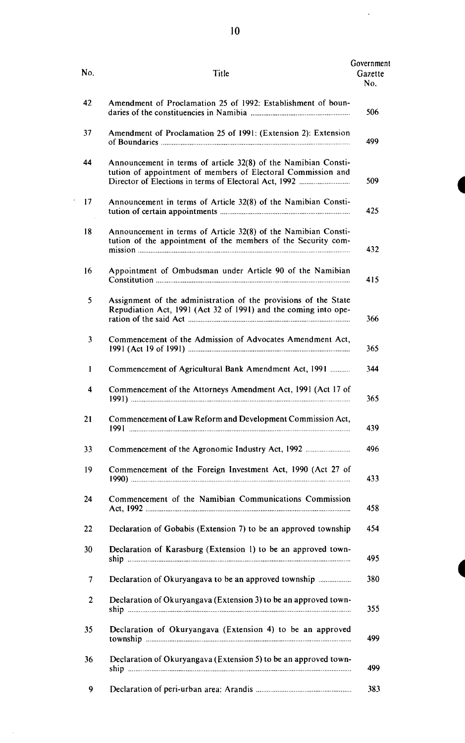| No. | Title | Government Gazette No. |
|---|---|---|
| 42 | Amendment of Proclamation 25 of 1992: Establishment of boundaries of the constituencies in Namibia | 506 |
| 37 | Amendment of Proclamation 25 of 1991: (Extension 2): Extension of Boundaries | 499 |
| 44 | Announcement in terms of article 32(8) of the Namibian Constitution of appointment of members of Electoral Commission and Director of Elections in terms of Electoral Act, 1992 | 509 |
| 17 | Announcement in terms of Article 32(8) of the Namibian Constitution of certain appointments | 425 |
| 18 | Announcement in terms of Article 32(8) of the Namibian Constitution of the appointment of the members of the Security commission | 432 |
| 16 | Appointment of Ombudsman under Article 90 of the Namibian Constitution | 415 |
| 5 | Assignment of the administration of the provisions of the State Repudiation Act, 1991 (Act 32 of 1991) and the coming into operation of the said Act | 366 |
| 3 | Commencement of the Admission of Advocates Amendment Act, 1991 (Act 19 of 1991) | 365 |
| 1 | Commencement of Agricultural Bank Amendment Act, 1991 | 344 |
| 4 | Commencement of the Attorneys Amendment Act, 1991 (Act 17 of 1991) | 365 |
| 21 | Commencement of Law Reform and Development Commission Act, 1991 | 439 |
| 33 | Commencement of the Agronomic Industry Act, 1992 | 496 |
| 19 | Commencement of the Foreign Investment Act, 1990 (Act 27 of 1990) | 433 |
| 24 | Commencement of the Namibian Communications Commission Act, 1992 | 458 |
| 22 | Declaration of Gobabis (Extension 7) to be an approved township | 454 |
| 30 | Declaration of Karasburg (Extension 1) to be an approved township | 495 |
| 7 | Declaration of Okuryangava to be an approved township | 380 |
| 2 | Declaration of Okuryangava (Extension 3) to be an approved township | 355 |
| 35 | Declaration of Okuryangava (Extension 4) to be an approved township | 499 |
| 36 | Declaration of Okuryangava (Extension 5) to be an approved township | 499 |
| 9 | Declaration of peri-urban area: Arandis | 383 |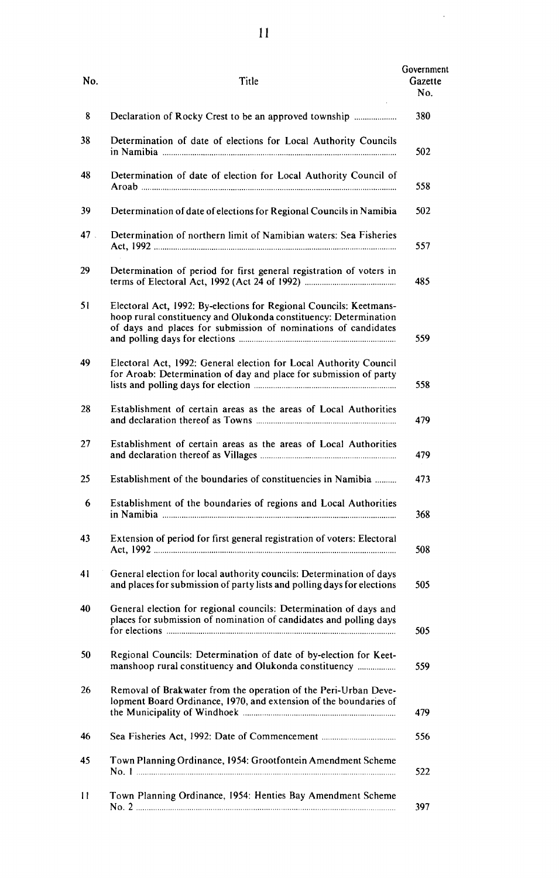| No. | Title | Government Gazette No. |
| --- | --- | --- |
| 8 | Declaration of Rocky Crest to be an approved township | 380 |
| 38 | Determination of date of elections for Local Authority Councils in Namibia | 502 |
| 48 | Determination of date of election for Local Authority Council of Aroab | 558 |
| 39 | Determination of date of elections for Regional Councils in Namibia | 502 |
| 47 | Determination of northern limit of Namibian waters: Sea Fisheries Act, 1992 | 557 |
| 29 | Determination of period for first general registration of voters in terms of Electoral Act, 1992 (Act 24 of 1992) | 485 |
| 51 | Electoral Act, 1992: By-elections for Regional Councils: Keetmanshoop rural constituency and Olukonda constituency: Determination of days and places for submission of nominations of candidates and polling days for elections | 559 |
| 49 | Electoral Act, 1992: General election for Local Authority Council for Aroab: Determination of day and place for submission of party lists and polling days for election | 558 |
| 28 | Establishment of certain areas as the areas of Local Authorities and declaration thereof as Towns | 479 |
| 27 | Establishment of certain areas as the areas of Local Authorities and declaration thereof as Villages | 479 |
| 25 | Establishment of the boundaries of constituencies in Namibia | 473 |
| 6 | Establishment of the boundaries of regions and Local Authorities in Namibia | 368 |
| 43 | Extension of period for first general registration of voters: Electoral Act, 1992 | 508 |
| 41 | General election for local authority councils: Determination of days and places for submission of party lists and polling days for elections | 505 |
| 40 | General election for regional councils: Determination of days and places for submission of nomination of candidates and polling days for elections | 505 |
| 50 | Regional Councils: Determination of date of by-election for Keetmanshoop rural constituency and Olukonda constituency | 559 |
| 26 | Removal of Brakwater from the operation of the Peri-Urban Development Board Ordinance, 1970, and extension of the boundaries of the Municipality of Windhoek | 479 |
| 46 | Sea Fisheries Act, 1992: Date of Commencement | 556 |
| 45 | Town Planning Ordinance, 1954: Grootfontein Amendment Scheme No. 1 | 522 |
| 11 | Town Planning Ordinance, 1954: Henties Bay Amendment Scheme No. 2 | 397 |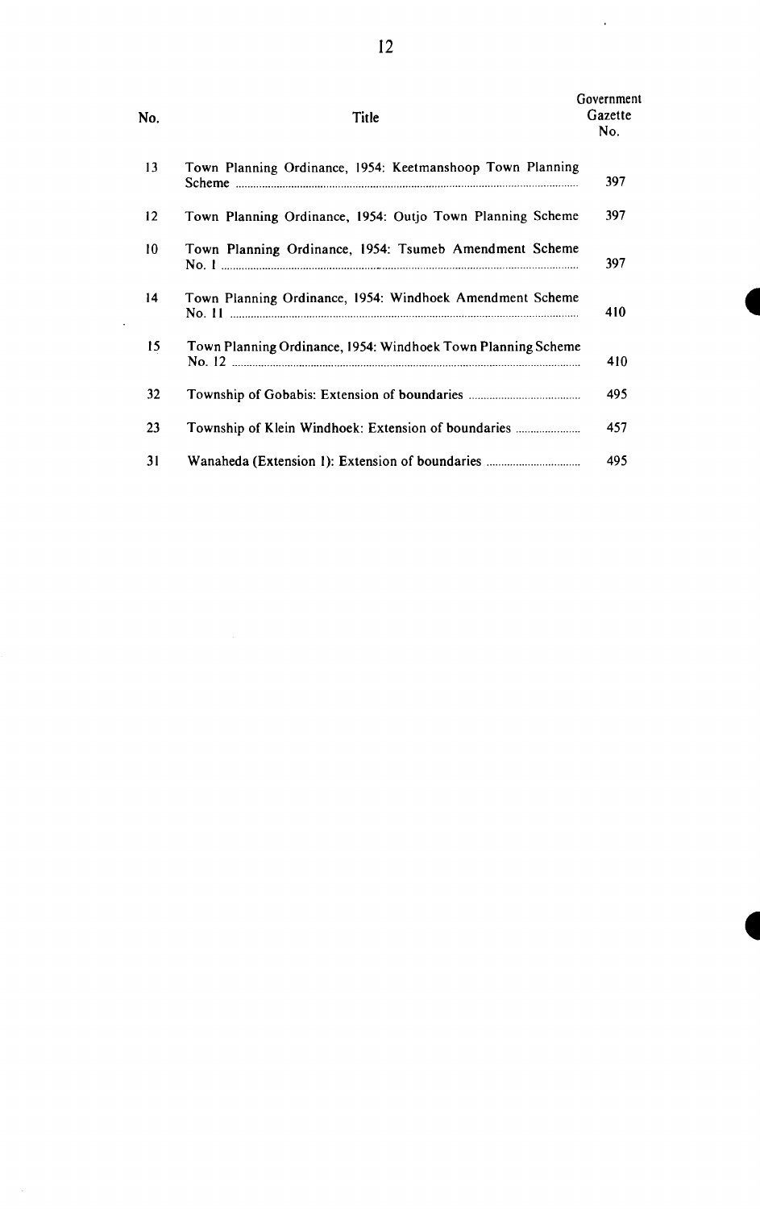| No. | Title | Government Gazette No. |
|---|---|---|
| 13 | Town Planning Ordinance, 1954: Keetmanshoop Town Planning Scheme | 397 |
| 12 | Town Planning Ordinance, 1954: Outjo Town Planning Scheme | 397 |
| 10 | Town Planning Ordinance, 1954: Tsumeb Amendment Scheme No. 1 | 397 |
| 14 | Town Planning Ordinance, 1954: Windhoek Amendment Scheme No. 11 | 410 |
| 15 | Town Planning Ordinance, 1954: Windhoek Town Planning Scheme No. 12 | 410 |
| 32 | Township of Gobabis: Extension of boundaries | 495 |
| 23 | Township of Klein Windhoek: Extension of boundaries | 457 |
| 31 | Wanaheda (Extension 1): Extension of boundaries | 495 |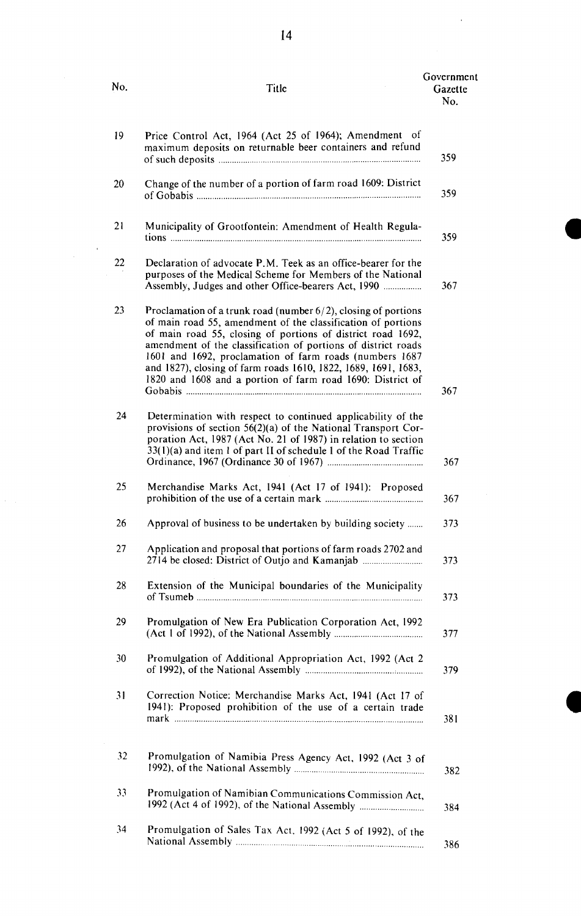| No. | Title | Government Gazette No. |
|---|---|---|
| 19 | Price Control Act, 1964 (Act 25 of 1964); Amendment of maximum deposits on returnable beer containers and refund of such deposits | 359 |
| 20 | Change of the number of a portion of farm road 1609: District of Gobabis | 359 |
| 21 | Municipality of Grootfontein: Amendment of Health Regulations | 359 |
| 22 | Declaration of advocate P.M. Teek as an office-bearer for the purposes of the Medical Scheme for Members of the National Assembly, Judges and other Office-bearers Act, 1990 | 367 |
| 23 | Proclamation of a trunk road (number 6/2), closing of portions of main road 55, amendment of the classification of portions of main road 55, closing of portions of district road 1692, amendment of the classification of portions of district roads 1601 and 1692, proclamation of farm roads (numbers 1687 and 1827), closing of farm roads 1610, 1822, 1689, 1691, 1683, 1820 and 1608 and a portion of farm road 1690: District of Gobabis | 367 |
| 24 | Determination with respect to continued applicability of the provisions of section 56(2)(a) of the National Transport Corporation Act, 1987 (Act No. 21 of 1987) in relation to section 33(1)(a) and item 1 of part II of schedule 1 of the Road Traffic Ordinance, 1967 (Ordinance 30 of 1967) | 367 |
| 25 | Merchandise Marks Act, 1941 (Act 17 of 1941): Proposed prohibition of the use of a certain mark | 367 |
| 26 | Approval of business to be undertaken by building society | 373 |
| 27 | Application and proposal that portions of farm roads 2702 and 2714 be closed: District of Outjo and Kamanjab | 373 |
| 28 | Extension of the Municipal boundaries of the Municipality of Tsumeb | 373 |
| 29 | Promulgation of New Era Publication Corporation Act, 1992 (Act 1 of 1992), of the National Assembly | 377 |
| 30 | Promulgation of Additional Appropriation Act, 1992 (Act 2 of 1992), of the National Assembly | 379 |
| 31 | Correction Notice: Merchandise Marks Act, 1941 (Act 17 of 1941): Proposed prohibition of the use of a certain trade mark | 381 |
| 32 | Promulgation of Namibia Press Agency Act, 1992 (Act 3 of 1992), of the National Assembly | 382 |
| 33 | Promulgation of Namibian Communications Commission Act, 1992 (Act 4 of 1992), of the National Assembly | 384 |
| 34 | Promulgation of Sales Tax Act, 1992 (Act 5 of 1992), of the National Assembly | 386 |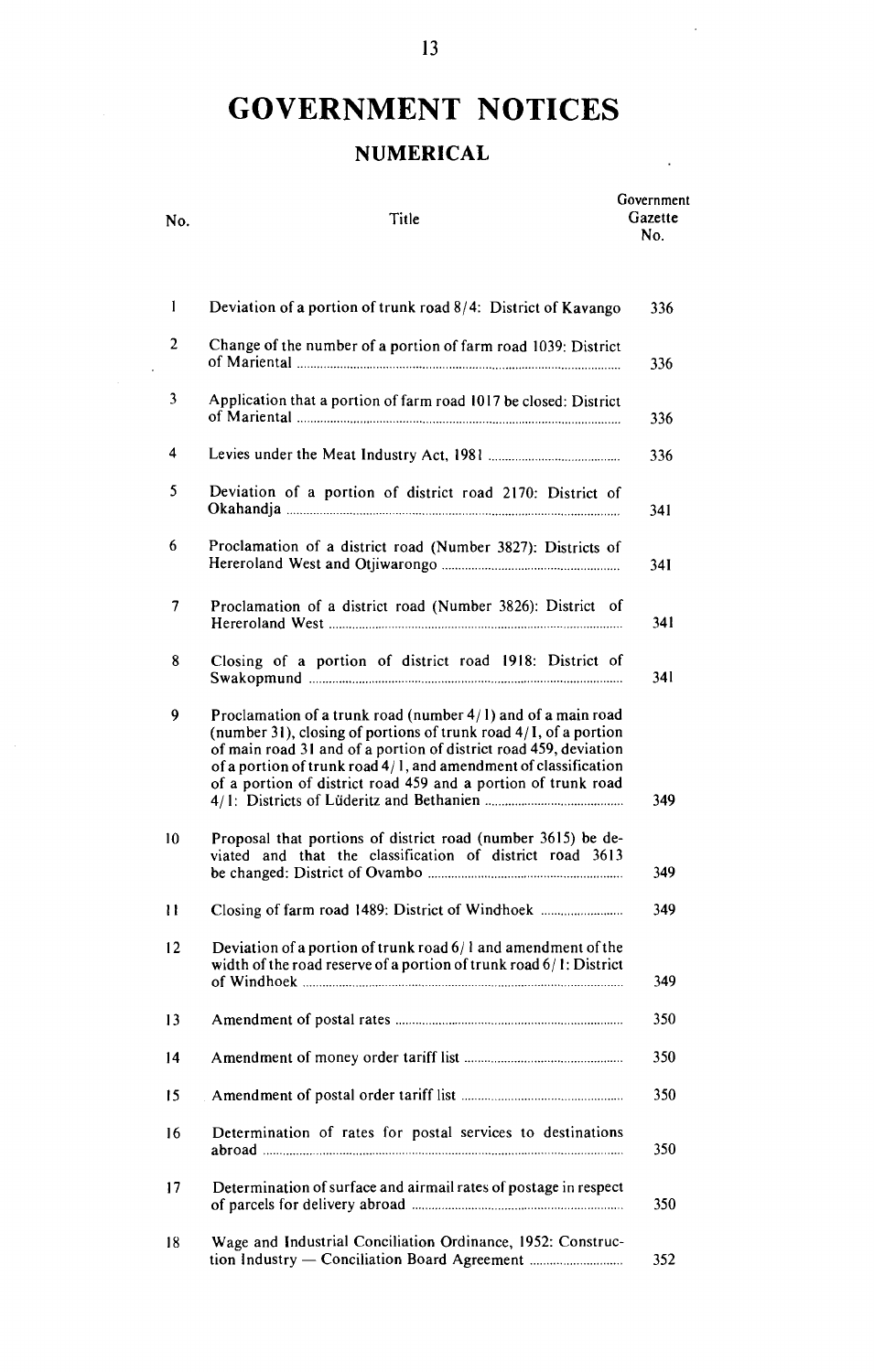# GOVERNMENT NOTICES

## NUMERICAL

| No. | Title | Government Gazette No. |
|---|---|---|
| 1 | Deviation of a portion of trunk road 8/4: District of Kavango | 336 |
| 2 | Change of the number of a portion of farm road 1039: District of Mariental | 336 |
| 3 | Application that a portion of farm road 1017 be closed: District of Mariental | 336 |
| 4 | Levies under the Meat Industry Act, 1981 | 336 |
| 5 | Deviation of a portion of district road 2170: District of Okahandja | 341 |
| 6 | Proclamation of a district road (Number 3827): Districts of Hereroland West and Otjiwarongo | 341 |
| 7 | Proclamation of a district road (Number 3826): District of Hereroland West | 341 |
| 8 | Closing of a portion of district road 1918: District of Swakopmund | 341 |
| 9 | Proclamation of a trunk road (number 4/1) and of a main road (number 31), closing of portions of trunk road 4/1, of a portion of main road 31 and of a portion of district road 459, deviation of a portion of trunk road 4/1, and amendment of classification of a portion of district road 459 and a portion of trunk road 4/1: Districts of Lüderitz and Bethanien | 349 |
| 10 | Proposal that portions of district road (number 3615) be deviated and that the classification of district road 3613 be changed: District of Ovambo | 349 |
| 11 | Closing of farm road 1489: District of Windhoek | 349 |
| 12 | Deviation of a portion of trunk road 6/1 and amendment of the width of the road reserve of a portion of trunk road 6/1: District of Windhoek | 349 |
| 13 | Amendment of postal rates | 350 |
| 14 | Amendment of money order tariff list | 350 |
| 15 | Amendment of postal order tariff list | 350 |
| 16 | Determination of rates for postal services to destinations abroad | 350 |
| 17 | Determination of surface and airmail rates of postage in respect of parcels for delivery abroad | 350 |
| 18 | Wage and Industrial Conciliation Ordinance, 1952: Construction Industry — Conciliation Board Agreement | 352 |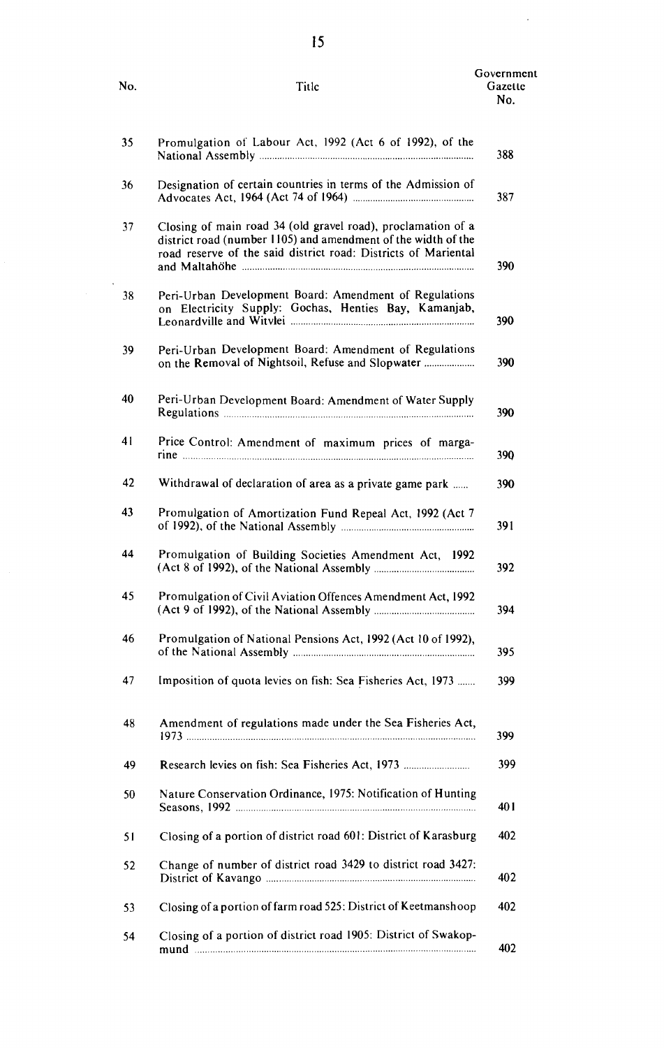| No. | Title | Government Gazette No. |
|---|---|---|
| 35 | Promulgation of Labour Act, 1992 (Act 6 of 1992), of the National Assembly | 388 |
| 36 | Designation of certain countries in terms of the Admission of Advocates Act, 1964 (Act 74 of 1964) | 387 |
| 37 | Closing of main road 34 (old gravel road), proclamation of a district road (number 1105) and amendment of the width of the road reserve of the said district road: Districts of Mariental and Maltahöhe | 390 |
| 38 | Peri-Urban Development Board: Amendment of Regulations on Electricity Supply: Gochas, Henties Bay, Kamanjab, Leonardville and Witvlei | 390 |
| 39 | Peri-Urban Development Board: Amendment of Regulations on the Removal of Nightsoil, Refuse and Slopwater | 390 |
| 40 | Peri-Urban Development Board: Amendment of Water Supply Regulations | 390 |
| 41 | Price Control: Amendment of maximum prices of margarine | 390 |
| 42 | Withdrawal of declaration of area as a private game park | 390 |
| 43 | Promulgation of Amortization Fund Repeal Act, 1992 (Act 7 of 1992), of the National Assembly | 391 |
| 44 | Promulgation of Building Societies Amendment Act, 1992 (Act 8 of 1992), of the National Assembly | 392 |
| 45 | Promulgation of Civil Aviation Offences Amendment Act, 1992 (Act 9 of 1992), of the National Assembly | 394 |
| 46 | Promulgation of National Pensions Act, 1992 (Act 10 of 1992), of the National Assembly | 395 |
| 47 | Imposition of quota levies on fish: Sea Fisheries Act, 1973 | 399 |
| 48 | Amendment of regulations made under the Sea Fisheries Act, 1973 | 399 |
| 49 | Research levies on fish: Sea Fisheries Act, 1973 | 399 |
| 50 | Nature Conservation Ordinance, 1975: Notification of Hunting Seasons, 1992 | 401 |
| 51 | Closing of a portion of district road 601: District of Karasburg | 402 |
| 52 | Change of number of district road 3429 to district road 3427: District of Kavango | 402 |
| 53 | Closing of a portion of farm road 525: District of Keetmanshoop | 402 |
| 54 | Closing of a portion of district road 1905: District of Swakopmund | 402 |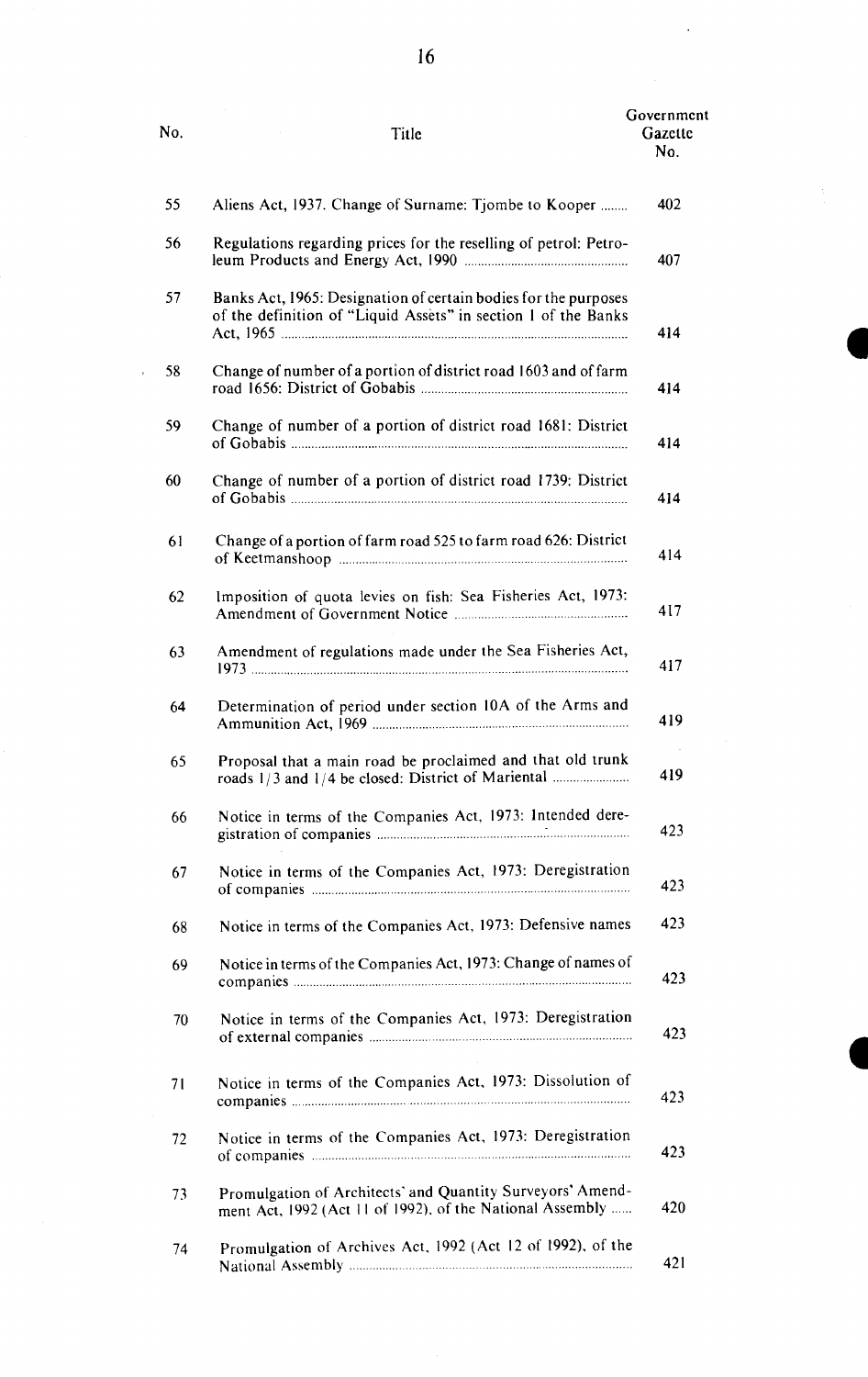| No. | Title | Government Gazette No. |
|---|---|---|
| 55 | Aliens Act, 1937. Change of Surname: Tjombe to Kooper | 402 |
| 56 | Regulations regarding prices for the reselling of petrol: Petroleum Products and Energy Act, 1990 | 407 |
| 57 | Banks Act, 1965: Designation of certain bodies for the purposes of the definition of "Liquid Assets" in section 1 of the Banks Act, 1965 | 414 |
| 58 | Change of number of a portion of district road 1603 and of farm road 1656: District of Gobabis | 414 |
| 59 | Change of number of a portion of district road 1681: District of Gobabis | 414 |
| 60 | Change of number of a portion of district road 1739: District of Gobabis | 414 |
| 61 | Change of a portion of farm road 525 to farm road 626: District of Keetmanshoop | 414 |
| 62 | Imposition of quota levies on fish: Sea Fisheries Act, 1973: Amendment of Government Notice | 417 |
| 63 | Amendment of regulations made under the Sea Fisheries Act, 1973 | 417 |
| 64 | Determination of period under section 10A of the Arms and Ammunition Act, 1969 | 419 |
| 65 | Proposal that a main road be proclaimed and that old trunk roads 1/3 and 1/4 be closed: District of Mariental | 419 |
| 66 | Notice in terms of the Companies Act, 1973: Intended deregistration of companies | 423 |
| 67 | Notice in terms of the Companies Act, 1973: Deregistration of companies | 423 |
| 68 | Notice in terms of the Companies Act, 1973: Defensive names | 423 |
| 69 | Notice in terms of the Companies Act, 1973: Change of names of companies | 423 |
| 70 | Notice in terms of the Companies Act, 1973: Deregistration of external companies | 423 |
| 71 | Notice in terms of the Companies Act, 1973: Dissolution of companies | 423 |
| 72 | Notice in terms of the Companies Act, 1973: Deregistration of companies | 423 |
| 73 | Promulgation of Architects' and Quantity Surveyors' Amendment Act, 1992 (Act 11 of 1992), of the National Assembly | 420 |
| 74 | Promulgation of Archives Act, 1992 (Act 12 of 1992), of the National Assembly | 421 |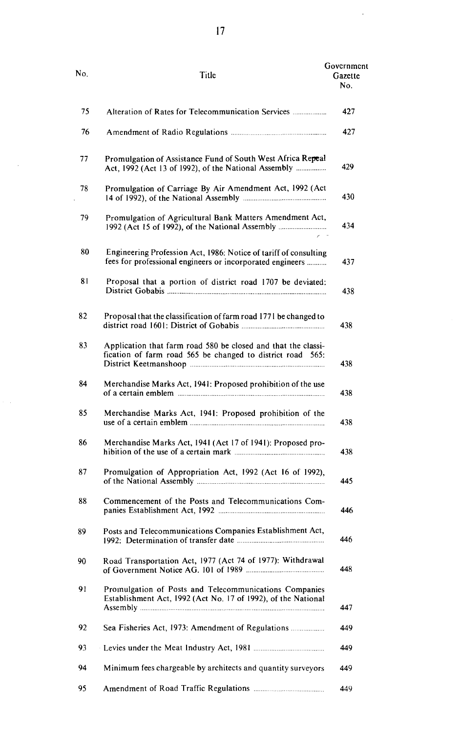| No. | Title | Government Gazette No. |
|---|---|---|
| 75 | Alteration of Rates for Telecommunication Services | 427 |
| 76 | Amendment of Radio Regulations | 427 |
| 77 | Promulgation of Assistance Fund of South West Africa Repeal Act, 1992 (Act 13 of 1992), of the National Assembly | 429 |
| 78 | Promulgation of Carriage By Air Amendment Act, 1992 (Act 14 of 1992), of the National Assembly | 430 |
| 79 | Promulgation of Agricultural Bank Matters Amendment Act, 1992 (Act 15 of 1992), of the National Assembly | 434 |
| 80 | Engineering Profession Act, 1986: Notice of tariff of consulting fees for professional engineers or incorporated engineers | 437 |
| 81 | Proposal that a portion of district road 1707 be deviated: District Gobabis | 438 |
| 82 | Proposal that the classification of farm road 1771 be changed to district road 1601: District of Gobabis | 438 |
| 83 | Application that farm road 580 be closed and that the classification of farm road 565 be changed to district road 565: District Keetmanshoop | 438 |
| 84 | Merchandise Marks Act, 1941: Proposed prohibition of the use of a certain emblem | 438 |
| 85 | Merchandise Marks Act, 1941: Proposed prohibition of the use of a certain emblem | 438 |
| 86 | Merchandise Marks Act, 1941 (Act 17 of 1941): Proposed prohibition of the use of a certain mark | 438 |
| 87 | Promulgation of Appropriation Act, 1992 (Act 16 of 1992), of the National Assembly | 445 |
| 88 | Commencement of the Posts and Telecommunications Companies Establishment Act, 1992 | 446 |
| 89 | Posts and Telecommunications Companies Establishment Act, 1992: Determination of transfer date | 446 |
| 90 | Road Transportation Act, 1977 (Act 74 of 1977): Withdrawal of Government Notice AG. 101 of 1989 | 448 |
| 91 | Promulgation of Posts and Telecommunications Companies Establishment Act, 1992 (Act No. 17 of 1992), of the National Assembly | 447 |
| 92 | Sea Fisheries Act, 1973: Amendment of Regulations | 449 |
| 93 | Levies under the Meat Industry Act, 1981 | 449 |
| 94 | Minimum fees chargeable by architects and quantity surveyors | 449 |
| 95 | Amendment of Road Traffic Regulations | 449 |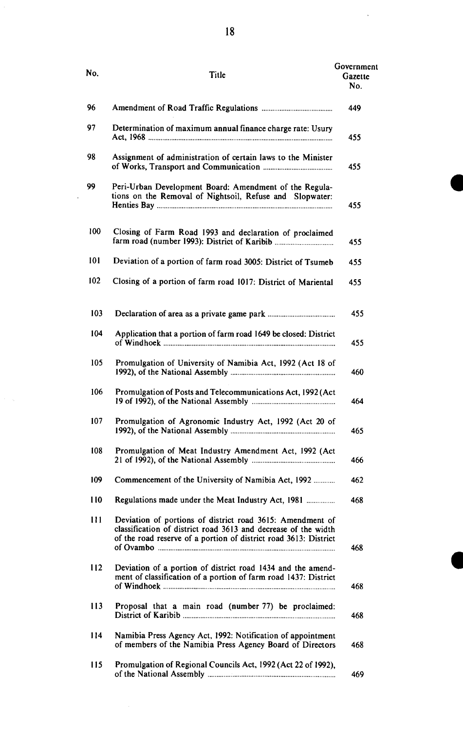| No. | Title | Government Gazette No. |
|---|---|---|
| 96 | Amendment of Road Traffic Regulations | 449 |
| 97 | Determination of maximum annual finance charge rate: Usury Act, 1968 | 455 |
| 98 | Assignment of administration of certain laws to the Minister of Works, Transport and Communication | 455 |
| 99 | Peri-Urban Development Board: Amendment of the Regulations on the Removal of Nightsoil, Refuse and Slopwater: Henties Bay | 455 |
| 100 | Closing of Farm Road 1993 and declaration of proclaimed farm road (number 1993): District of Karibib | 455 |
| 101 | Deviation of a portion of farm road 3005: District of Tsumeb | 455 |
| 102 | Closing of a portion of farm road 1017: District of Mariental | 455 |
| 103 | Declaration of area as a private game park | 455 |
| 104 | Application that a portion of farm road 1649 be closed: District of Windhoek | 455 |
| 105 | Promulgation of University of Namibia Act, 1992 (Act 18 of 1992), of the National Assembly | 460 |
| 106 | Promulgation of Posts and Telecommunications Act, 1992 (Act 19 of 1992), of the National Assembly | 464 |
| 107 | Promulgation of Agronomic Industry Act, 1992 (Act 20 of 1992), of the National Assembly | 465 |
| 108 | Promulgation of Meat Industry Amendment Act, 1992 (Act 21 of 1992), of the National Assembly | 466 |
| 109 | Commencement of the University of Namibia Act, 1992 | 462 |
| 110 | Regulations made under the Meat Industry Act, 1981 | 468 |
| 111 | Deviation of portions of district road 3615: Amendment of classification of district road 3613 and decrease of the width of the road reserve of a portion of district road 3613: District of Ovambo | 468 |
| 112 | Deviation of a portion of district road 1434 and the amendment of classification of a portion of farm road 1437: District of Windhoek | 468 |
| 113 | Proposal that a main road (number 77) be proclaimed: District of Karibib | 468 |
| 114 | Namibia Press Agency Act, 1992: Notification of appointment of members of the Namibia Press Agency Board of Directors | 468 |
| 115 | Promulgation of Regional Councils Act, 1992 (Act 22 of 1992), of the National Assembly | 469 |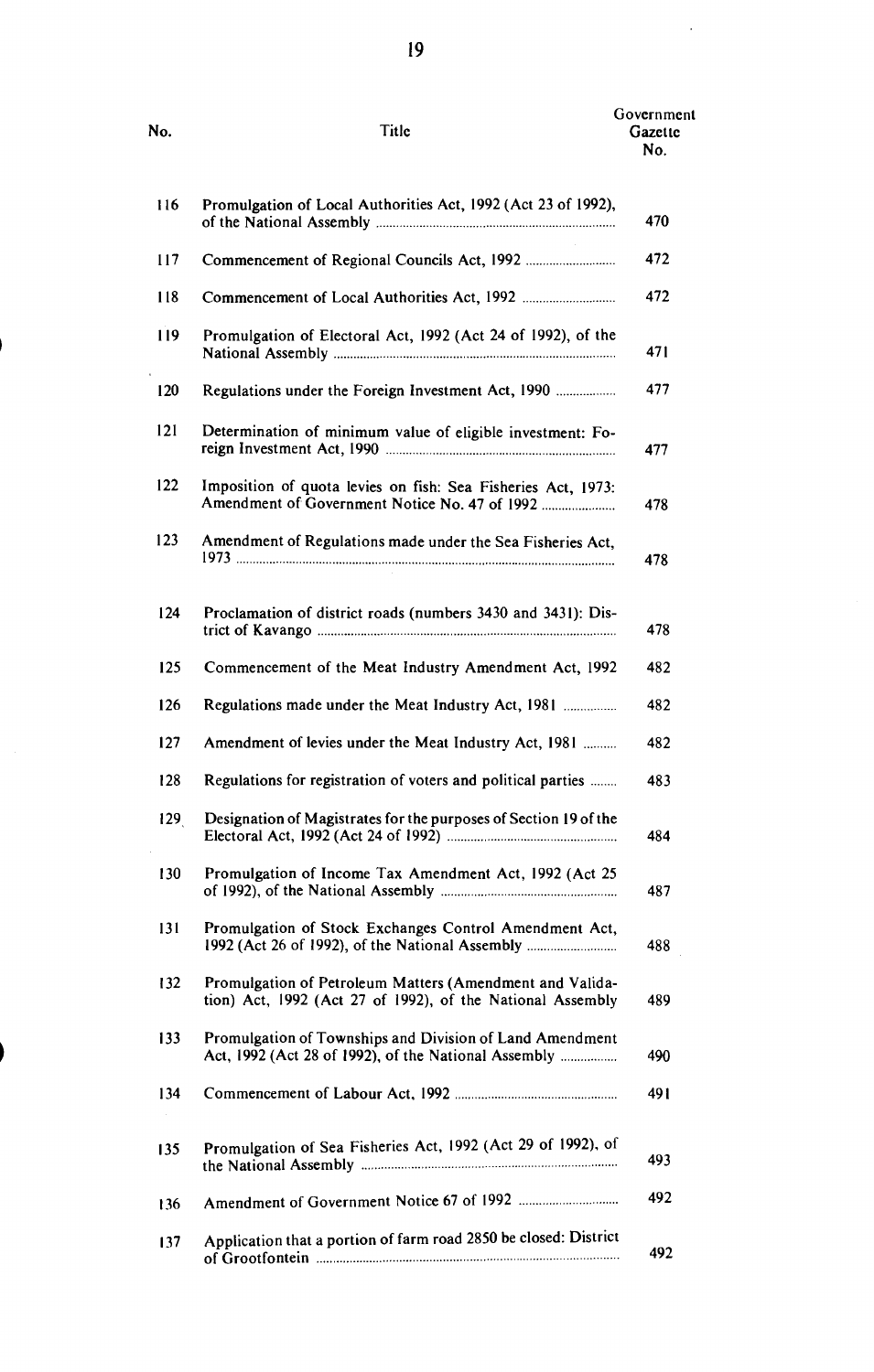| No. | Title | Government Gazette No. |
|---|---|---|
| 116 | Promulgation of Local Authorities Act, 1992 (Act 23 of 1992), of the National Assembly | 470 |
| 117 | Commencement of Regional Councils Act, 1992 | 472 |
| 118 | Commencement of Local Authorities Act, 1992 | 472 |
| 119 | Promulgation of Electoral Act, 1992 (Act 24 of 1992), of the National Assembly | 471 |
| 120 | Regulations under the Foreign Investment Act, 1990 | 477 |
| 121 | Determination of minimum value of eligible investment: Foreign Investment Act, 1990 | 477 |
| 122 | Imposition of quota levies on fish: Sea Fisheries Act, 1973: Amendment of Government Notice No. 47 of 1992 | 478 |
| 123 | Amendment of Regulations made under the Sea Fisheries Act, 1973 | 478 |
| 124 | Proclamation of district roads (numbers 3430 and 3431): District of Kavango | 478 |
| 125 | Commencement of the Meat Industry Amendment Act, 1992 | 482 |
| 126 | Regulations made under the Meat Industry Act, 1981 | 482 |
| 127 | Amendment of levies under the Meat Industry Act, 1981 | 482 |
| 128 | Regulations for registration of voters and political parties | 483 |
| 129 | Designation of Magistrates for the purposes of Section 19 of the Electoral Act, 1992 (Act 24 of 1992) | 484 |
| 130 | Promulgation of Income Tax Amendment Act, 1992 (Act 25 of 1992), of the National Assembly | 487 |
| 131 | Promulgation of Stock Exchanges Control Amendment Act, 1992 (Act 26 of 1992), of the National Assembly | 488 |
| 132 | Promulgation of Petroleum Matters (Amendment and Validation) Act, 1992 (Act 27 of 1992), of the National Assembly | 489 |
| 133 | Promulgation of Townships and Division of Land Amendment Act, 1992 (Act 28 of 1992), of the National Assembly | 490 |
| 134 | Commencement of Labour Act, 1992 | 491 |
| 135 | Promulgation of Sea Fisheries Act, 1992 (Act 29 of 1992), of the National Assembly | 493 |
| 136 | Amendment of Government Notice 67 of 1992 | 492 |
| 137 | Application that a portion of farm road 2850 be closed: District of Grootfontein | 492 |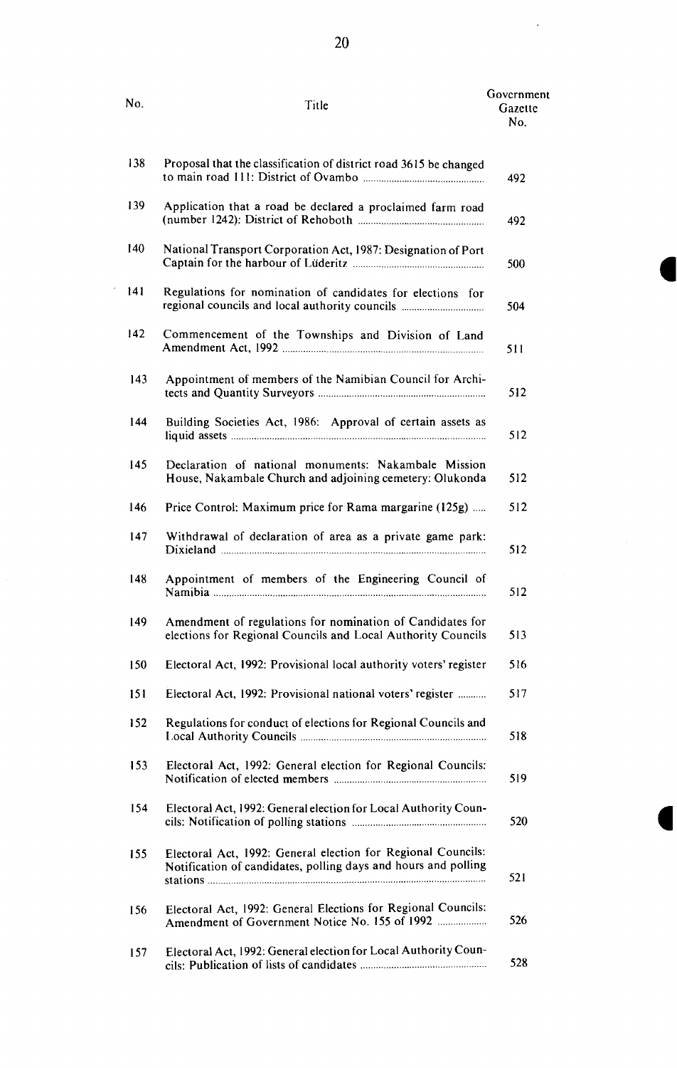| No. | Title | Government Gazette No. |
|---|---|---|
| 138 | Proposal that the classification of district road 3615 be changed to main road 111: District of Ovambo | 492 |
| 139 | Application that a road be declared a proclaimed farm road (number 1242): District of Rehoboth | 492 |
| 140 | National Transport Corporation Act, 1987: Designation of Port Captain for the harbour of Lüderitz | 500 |
| 141 | Regulations for nomination of candidates for elections for regional councils and local authority councils | 504 |
| 142 | Commencement of the Townships and Division of Land Amendment Act, 1992 | 511 |
| 143 | Appointment of members of the Namibian Council for Architects and Quantity Surveyors | 512 |
| 144 | Building Societies Act, 1986: Approval of certain assets as liquid assets | 512 |
| 145 | Declaration of national monuments: Nakambale Mission House, Nakambale Church and adjoining cemetery: Olukonda | 512 |
| 146 | Price Control: Maximum price for Rama margarine (125g) | 512 |
| 147 | Withdrawal of declaration of area as a private game park: Dixieland | 512 |
| 148 | Appointment of members of the Engineering Council of Namibia | 512 |
| 149 | Amendment of regulations for nomination of Candidates for elections for Regional Councils and Local Authority Councils | 513 |
| 150 | Electoral Act, 1992: Provisional local authority voters' register | 516 |
| 151 | Electoral Act, 1992: Provisional national voters' register | 517 |
| 152 | Regulations for conduct of elections for Regional Councils and Local Authority Councils | 518 |
| 153 | Electoral Act, 1992: General election for Regional Councils: Notification of elected members | 519 |
| 154 | Electoral Act, 1992: General election for Local Authority Councils: Notification of polling stations | 520 |
| 155 | Electoral Act, 1992: General election for Regional Councils: Notification of candidates, polling days and hours and polling stations | 521 |
| 156 | Electoral Act, 1992: General Elections for Regional Councils: Amendment of Government Notice No. 155 of 1992 | 526 |
| 157 | Electoral Act, 1992: General election for Local Authority Councils: Publication of lists of candidates | 528 |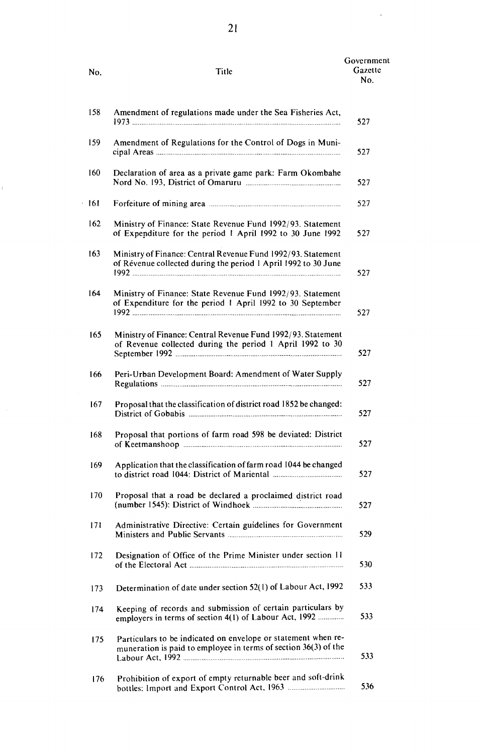| No. | Title | Government Gazette No. |
|---|---|---|
| 158 | Amendment of regulations made under the Sea Fisheries Act, 1973 | 527 |
| 159 | Amendment of Regulations for the Control of Dogs in Municipal Areas | 527 |
| 160 | Declaration of area as a private game park: Farm Okombahe Nord No. 193, District of Omaruru | 527 |
| 161 | Forfeiture of mining area | 527 |
| 162 | Ministry of Finance: State Revenue Fund 1992/93. Statement of Expenditure for the period 1 April 1992 to 30 June 1992 | 527 |
| 163 | Ministry of Finance: Central Revenue Fund 1992/93. Statement of Révenue collected during the period 1 April 1992 to 30 June 1992 | 527 |
| 164 | Ministry of Finance: State Revenue Fund 1992/93. Statement of Expenditure for the period 1 April 1992 to 30 September 1992 | 527 |
| 165 | Ministry of Finance: Central Revenue Fund 1992/93. Statement of Revenue collected during the period 1 April 1992 to 30 September 1992 | 527 |
| 166 | Peri-Urban Development Board: Amendment of Water Supply Regulations | 527 |
| 167 | Proposal that the classification of district road 1852 be changed: District of Gobabis | 527 |
| 168 | Proposal that portions of farm road 598 be deviated: District of Keetmanshoop | 527 |
| 169 | Application that the classification of farm road 1044 be changed to district road 1044: District of Mariental | 527 |
| 170 | Proposal that a road be declared a proclaimed district road (number 1545): District of Windhoek | 527 |
| 171 | Administrative Directive: Certain guidelines for Government Ministers and Public Servants | 529 |
| 172 | Designation of Office of the Prime Minister under section 11 of the Electoral Act | 530 |
| 173 | Determination of date under section 52(1) of Labour Act, 1992 | 533 |
| 174 | Keeping of records and submission of certain particulars by employers in terms of section 4(1) of Labour Act, 1992 | 533 |
| 175 | Particulars to be indicated on envelope or statement when remuneration is paid to employee in terms of section 36(3) of the Labour Act, 1992 | 533 |
| 176 | Prohibition of export of empty returnable beer and soft-drink bottles: Import and Export Control Act, 1963 | 536 |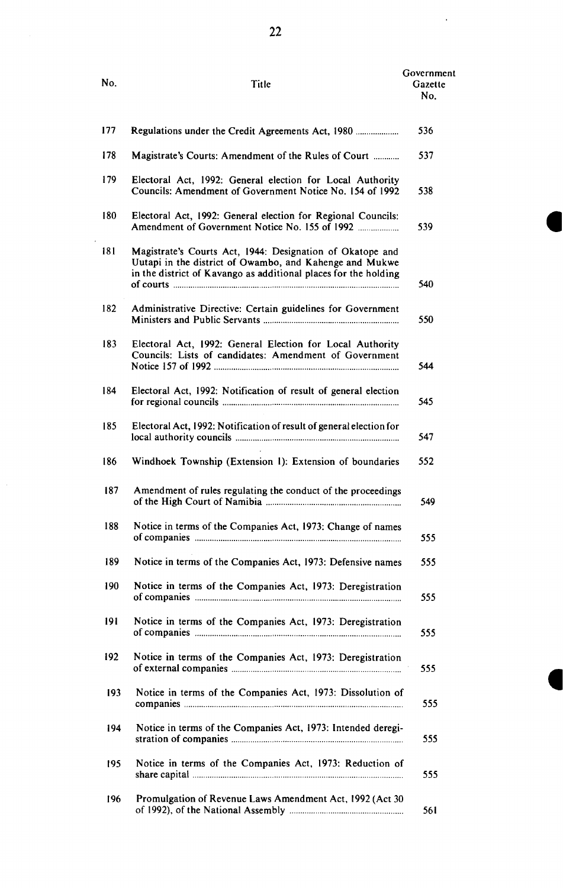| No. | Title | Government Gazette No. |
|---|---|---|
| 177 | Regulations under the Credit Agreements Act, 1980 | 536 |
| 178 | Magistrate's Courts: Amendment of the Rules of Court | 537 |
| 179 | Electoral Act, 1992: General election for Local Authority Councils: Amendment of Government Notice No. 154 of 1992 | 538 |
| 180 | Electoral Act, 1992: General election for Regional Councils: Amendment of Government Notice No. 155 of 1992 | 539 |
| 181 | Magistrate's Courts Act, 1944: Designation of Okatope and Uutapi in the district of Owambo, and Kahenge and Mukwe in the district of Kavango as additional places for the holding of courts | 540 |
| 182 | Administrative Directive: Certain guidelines for Government Ministers and Public Servants | 550 |
| 183 | Electoral Act, 1992: General Election for Local Authority Councils: Lists of candidates: Amendment of Government Notice 157 of 1992 | 544 |
| 184 | Electoral Act, 1992: Notification of result of general election for regional councils | 545 |
| 185 | Electoral Act, 1992: Notification of result of general election for local authority councils | 547 |
| 186 | Windhoek Township (Extension 1): Extension of boundaries | 552 |
| 187 | Amendment of rules regulating the conduct of the proceedings of the High Court of Namibia | 549 |
| 188 | Notice in terms of the Companies Act, 1973: Change of names of companies | 555 |
| 189 | Notice in terms of the Companies Act, 1973: Defensive names | 555 |
| 190 | Notice in terms of the Companies Act, 1973: Deregistration of companies | 555 |
| 191 | Notice in terms of the Companies Act, 1973: Deregistration of companies | 555 |
| 192 | Notice in terms of the Companies Act, 1973: Deregistration of external companies | 555 |
| 193 | Notice in terms of the Companies Act, 1973: Dissolution of companies | 555 |
| 194 | Notice in terms of the Companies Act, 1973: Intended deregistration of companies | 555 |
| 195 | Notice in terms of the Companies Act, 1973: Reduction of share capital | 555 |
| 196 | Promulgation of Revenue Laws Amendment Act, 1992 (Act 30 of 1992), of the National Assembly | 561 |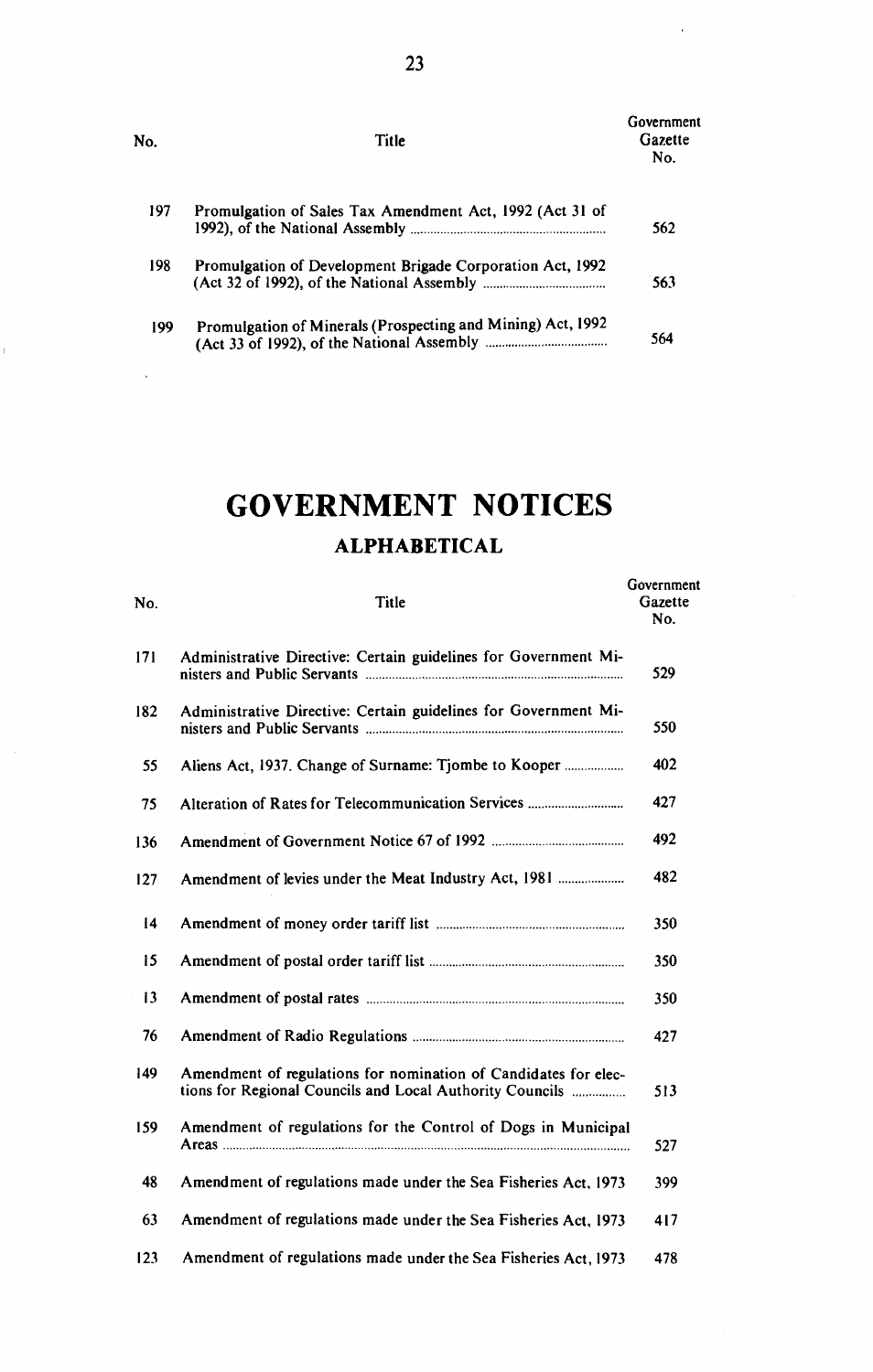| No. | Title | Government Gazette No. |
|---|---|---|
| 197 | Promulgation of Sales Tax Amendment Act, 1992 (Act 31 of 1992), of the National Assembly | 562 |
| 198 | Promulgation of Development Brigade Corporation Act, 1992 (Act 32 of 1992), of the National Assembly | 563 |
| 199 | Promulgation of Minerals (Prospecting and Mining) Act, 1992 (Act 33 of 1992), of the National Assembly | 564 |

# GOVERNMENT NOTICES

## ALPHABETICAL

| No. | Title | Government Gazette No. |
|---|---|---|
| 171 | Administrative Directive: Certain guidelines for Government Ministers and Public Servants | 529 |
| 182 | Administrative Directive: Certain guidelines for Government Ministers and Public Servants | 550 |
| 55 | Aliens Act, 1937. Change of Surname: Tjombe to Kooper | 402 |
| 75 | Alteration of Rates for Telecommunication Services | 427 |
| 136 | Amendment of Government Notice 67 of 1992 | 492 |
| 127 | Amendment of levies under the Meat Industry Act, 1981 | 482 |
| 14 | Amendment of money order tariff list | 350 |
| 15 | Amendment of postal order tariff list | 350 |
| 13 | Amendment of postal rates | 350 |
| 76 | Amendment of Radio Regulations | 427 |
| 149 | Amendment of regulations for nomination of Candidates for elections for Regional Councils and Local Authority Councils | 513 |
| 159 | Amendment of regulations for the Control of Dogs in Municipal Areas | 527 |
| 48 | Amendment of regulations made under the Sea Fisheries Act, 1973 | 399 |
| 63 | Amendment of regulations made under the Sea Fisheries Act, 1973 | 417 |
| 123 | Amendment of regulations made under the Sea Fisheries Act, 1973 | 478 |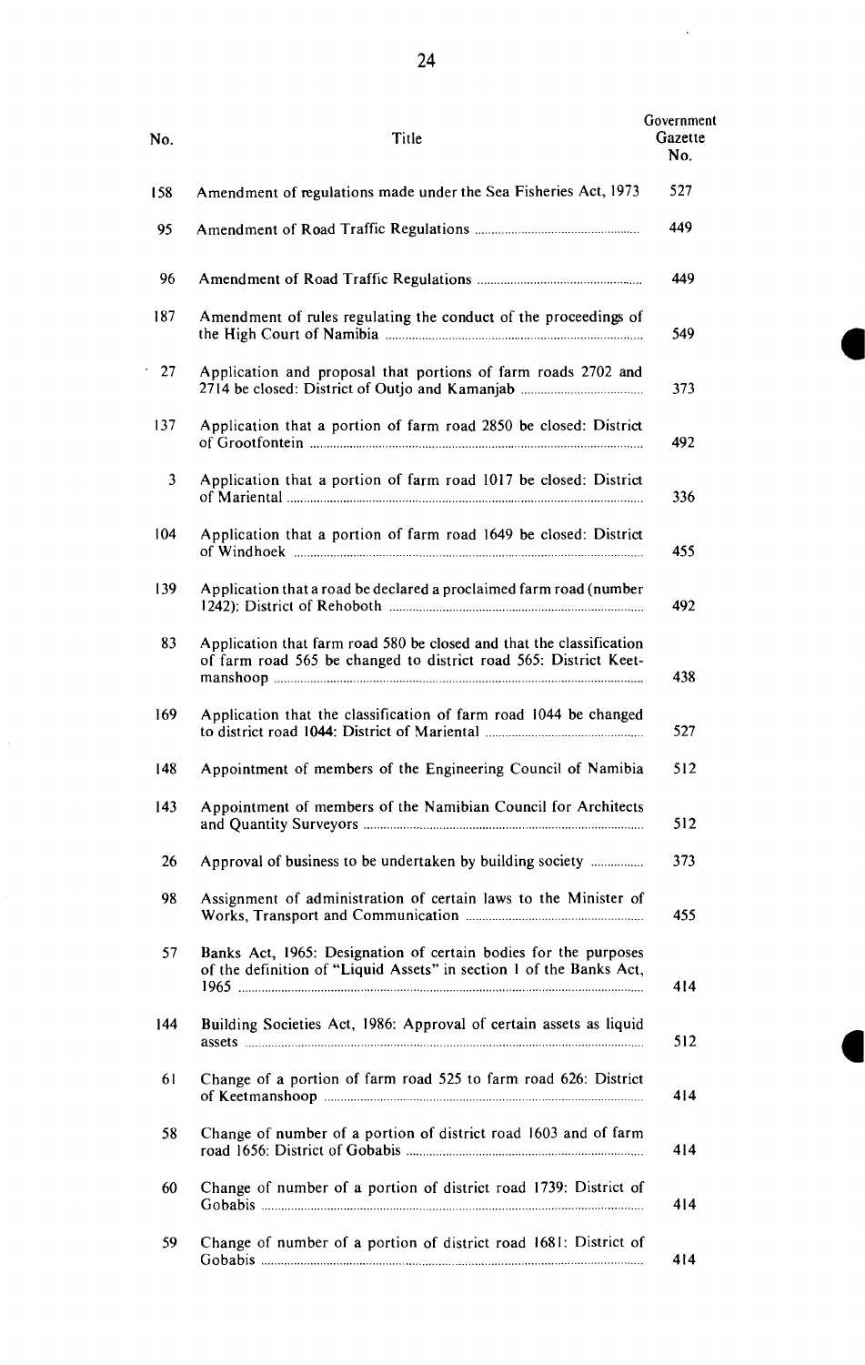| No. | Title | Government Gazette No. |
|---|---|---|
| 158 | Amendment of regulations made under the Sea Fisheries Act, 1973 | 527 |
| 95 | Amendment of Road Traffic Regulations | 449 |
| 96 | Amendment of Road Traffic Regulations | 449 |
| 187 | Amendment of rules regulating the conduct of the proceedings of the High Court of Namibia | 549 |
| 27 | Application and proposal that portions of farm roads 2702 and 2714 be closed: District of Outjo and Kamanjab | 373 |
| 137 | Application that a portion of farm road 2850 be closed: District of Grootfontein | 492 |
| 3 | Application that a portion of farm road 1017 be closed: District of Mariental | 336 |
| 104 | Application that a portion of farm road 1649 be closed: District of Windhoek | 455 |
| 139 | Application that a road be declared a proclaimed farm road (number 1242): District of Rehoboth | 492 |
| 83 | Application that farm road 580 be closed and that the classification of farm road 565 be changed to district road 565: District Keetmanshoop | 438 |
| 169 | Application that the classification of farm road 1044 be changed to district road 1044: District of Mariental | 527 |
| 148 | Appointment of members of the Engineering Council of Namibia | 512 |
| 143 | Appointment of members of the Namibian Council for Architects and Quantity Surveyors | 512 |
| 26 | Approval of business to be undertaken by building society | 373 |
| 98 | Assignment of administration of certain laws to the Minister of Works, Transport and Communication | 455 |
| 57 | Banks Act, 1965: Designation of certain bodies for the purposes of the definition of "Liquid Assets" in section 1 of the Banks Act, 1965 | 414 |
| 144 | Building Societies Act, 1986: Approval of certain assets as liquid assets | 512 |
| 61 | Change of a portion of farm road 525 to farm road 626: District of Keetmanshoop | 414 |
| 58 | Change of number of a portion of district road 1603 and of farm road 1656: District of Gobabis | 414 |
| 60 | Change of number of a portion of district road 1739: District of Gobabis | 414 |
| 59 | Change of number of a portion of district road 1681: District of Gobabis | 414 |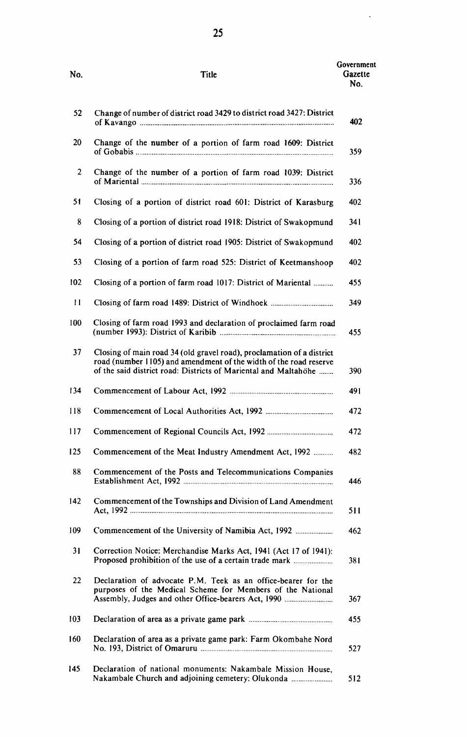| No. | Title | Government Gazette No. |
|---|---|---|
| 52 | Change of number of district road 3429 to district road 3427: District of Kavango | 402 |
| 20 | Change of the number of a portion of farm road 1609: District of Gobabis | 359 |
| 2 | Change of the number of a portion of farm road 1039: District of Mariental | 336 |
| 51 | Closing of a portion of district road 601: District of Karasburg | 402 |
| 8 | Closing of a portion of district road 1918: District of Swakopmund | 341 |
| 54 | Closing of a portion of district road 1905: District of Swakopmund | 402 |
| 53 | Closing of a portion of farm road 525: District of Keetmanshoop | 402 |
| 102 | Closing of a portion of farm road 1017: District of Mariental | 455 |
| 11 | Closing of farm road 1489: District of Windhoek | 349 |
| 100 | Closing of farm road 1993 and declaration of proclaimed farm road (number 1993): District of Karibib | 455 |
| 37 | Closing of main road 34 (old gravel road), proclamation of a district road (number 1105) and amendment of the width of the road reserve of the said district road: Districts of Mariental and Maltahöhe | 390 |
| 134 | Commencement of Labour Act, 1992 | 491 |
| 118 | Commencement of Local Authorities Act, 1992 | 472 |
| 117 | Commencement of Regional Councils Act, 1992 | 472 |
| 125 | Commencement of the Meat Industry Amendment Act, 1992 | 482 |
| 88 | Commencement of the Posts and Telecommunications Companies Establishment Act, 1992 | 446 |
| 142 | Commencement of the Townships and Division of Land Amendment Act, 1992 | 511 |
| 109 | Commencement of the University of Namibia Act, 1992 | 462 |
| 31 | Correction Notice: Merchandise Marks Act, 1941 (Act 17 of 1941): Proposed prohibition of the use of a certain trade mark | 381 |
| 22 | Declaration of advocate P.M. Teek as an office-bearer for the purposes of the Medical Scheme for Members of the National Assembly, Judges and other Office-bearers Act, 1990 | 367 |
| 103 | Declaration of area as a private game park | 455 |
| 160 | Declaration of area as a private game park: Farm Okombahe Nord No. 193, District of Omaruru | 527 |
| 145 | Declaration of national monuments: Nakambale Mission House, Nakambale Church and adjoining cemetery: Olukonda | 512 |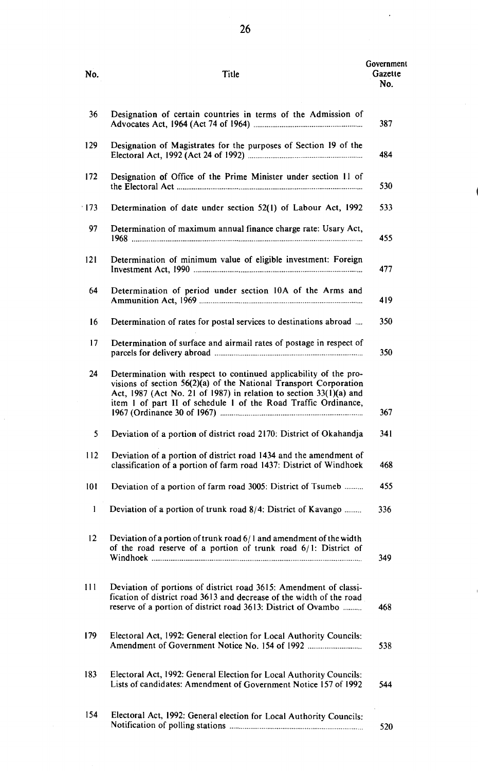| No. | Title | Government Gazette No. |
|---|---|---|
| 36 | Designation of certain countries in terms of the Admission of Advocates Act, 1964 (Act 74 of 1964) | 387 |
| 129 | Designation of Magistrates for the purposes of Section 19 of the Electoral Act, 1992 (Act 24 of 1992) | 484 |
| 172 | Designation of Office of the Prime Minister under section 11 of the Electoral Act | 530 |
| 173 | Determination of date under section 52(1) of Labour Act, 1992 | 533 |
| 97 | Determination of maximum annual finance charge rate: Usary Act, 1968 | 455 |
| 121 | Determination of minimum value of eligible investment: Foreign Investment Act, 1990 | 477 |
| 64 | Determination of period under section 10A of the Arms and Ammunition Act, 1969 | 419 |
| 16 | Determination of rates for postal services to destinations abroad | 350 |
| 17 | Determination of surface and airmail rates of postage in respect of parcels for delivery abroad | 350 |
| 24 | Determination with respect to continued applicability of the provisions of section 56(2)(a) of the National Transport Corporation Act, 1987 (Act No. 21 of 1987) in relation to section 33(1)(a) and item 1 of part II of schedule 1 of the Road Traffic Ordinance, 1967 (Ordinance 30 of 1967) | 367 |
| 5 | Deviation of a portion of district road 2170: District of Okahandja | 341 |
| 112 | Deviation of a portion of district road 1434 and the amendment of classification of a portion of farm road 1437: District of Windhoek | 468 |
| 101 | Deviation of a portion of farm road 3005: District of Tsumeb | 455 |
| 1 | Deviation of a portion of trunk road 8/4: District of Kavango | 336 |
| 12 | Deviation of a portion of trunk road 6/1 and amendment of the width of the road reserve of a portion of trunk road 6/1: District of Windhoek | 349 |
| 111 | Deviation of portions of district road 3615: Amendment of classification of district road 3613 and decrease of the width of the road reserve of a portion of district road 3613: District of Ovambo | 468 |
| 179 | Electoral Act, 1992: General election for Local Authority Councils: Amendment of Government Notice No. 154 of 1992 | 538 |
| 183 | Electoral Act, 1992: General Election for Local Authority Councils: Lists of candidates: Amendment of Government Notice 157 of 1992 | 544 |
| 154 | Electoral Act, 1992: General election for Local Authority Councils: Notification of polling stations | 520 |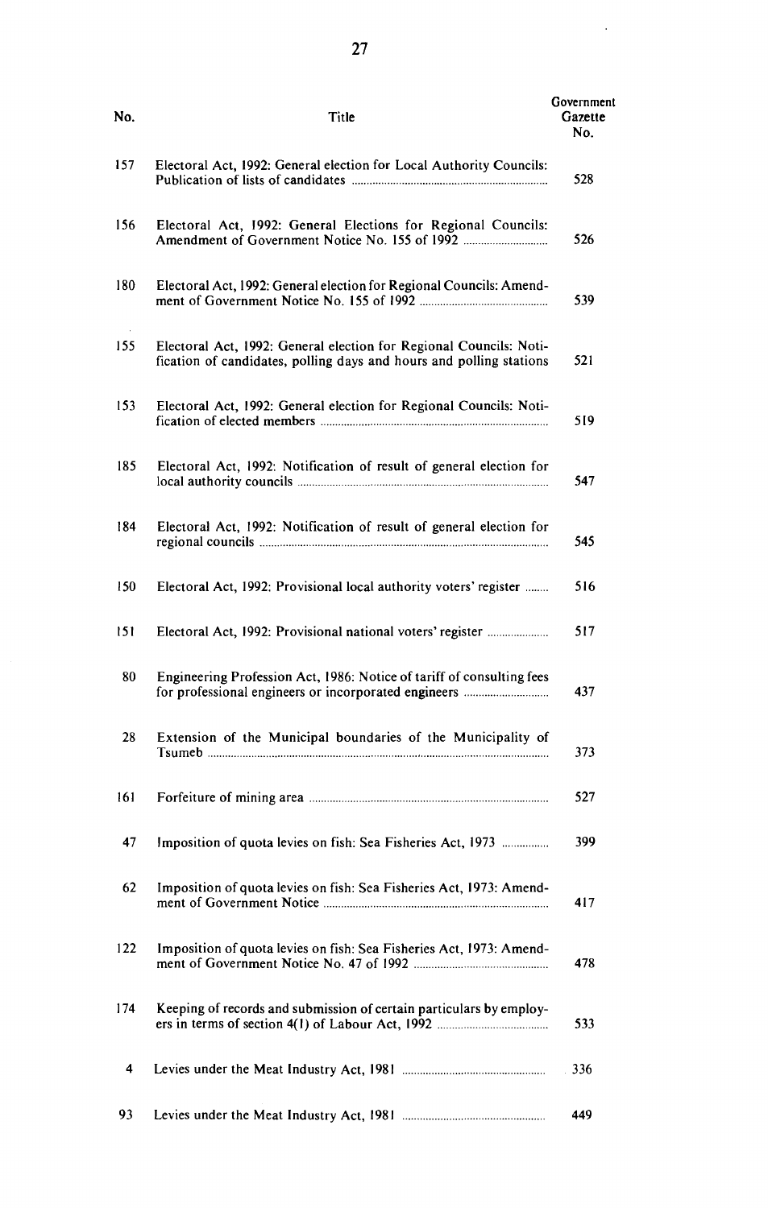| No. | Title | Government Gazette No. |
|---|---|---|
| 157 | Electoral Act, 1992: General election for Local Authority Councils: Publication of lists of candidates | 528 |
| 156 | Electoral Act, 1992: General Elections for Regional Councils: Amendment of Government Notice No. 155 of 1992 | 526 |
| 180 | Electoral Act, 1992: General election for Regional Councils: Amendment of Government Notice No. 155 of 1992 | 539 |
| 155 | Electoral Act, 1992: General election for Regional Councils: Notification of candidates, polling days and hours and polling stations | 521 |
| 153 | Electoral Act, 1992: General election for Regional Councils: Notification of elected members | 519 |
| 185 | Electoral Act, 1992: Notification of result of general election for local authority councils | 547 |
| 184 | Electoral Act, 1992: Notification of result of general election for regional councils | 545 |
| 150 | Electoral Act, 1992: Provisional local authority voters' register | 516 |
| 151 | Electoral Act, 1992: Provisional national voters' register | 517 |
| 80 | Engineering Profession Act, 1986: Notice of tariff of consulting fees for professional engineers or incorporated engineers | 437 |
| 28 | Extension of the Municipal boundaries of the Municipality of Tsumeb | 373 |
| 161 | Forfeiture of mining area | 527 |
| 47 | Imposition of quota levies on fish: Sea Fisheries Act, 1973 | 399 |
| 62 | Imposition of quota levies on fish: Sea Fisheries Act, 1973: Amendment of Government Notice | 417 |
| 122 | Imposition of quota levies on fish: Sea Fisheries Act, 1973: Amendment of Government Notice No. 47 of 1992 | 478 |
| 174 | Keeping of records and submission of certain particulars by employers in terms of section 4(1) of Labour Act, 1992 | 533 |
| 4 | Levies under the Meat Industry Act, 1981 | 336 |
| 93 | Levies under the Meat Industry Act, 1981 | 449 |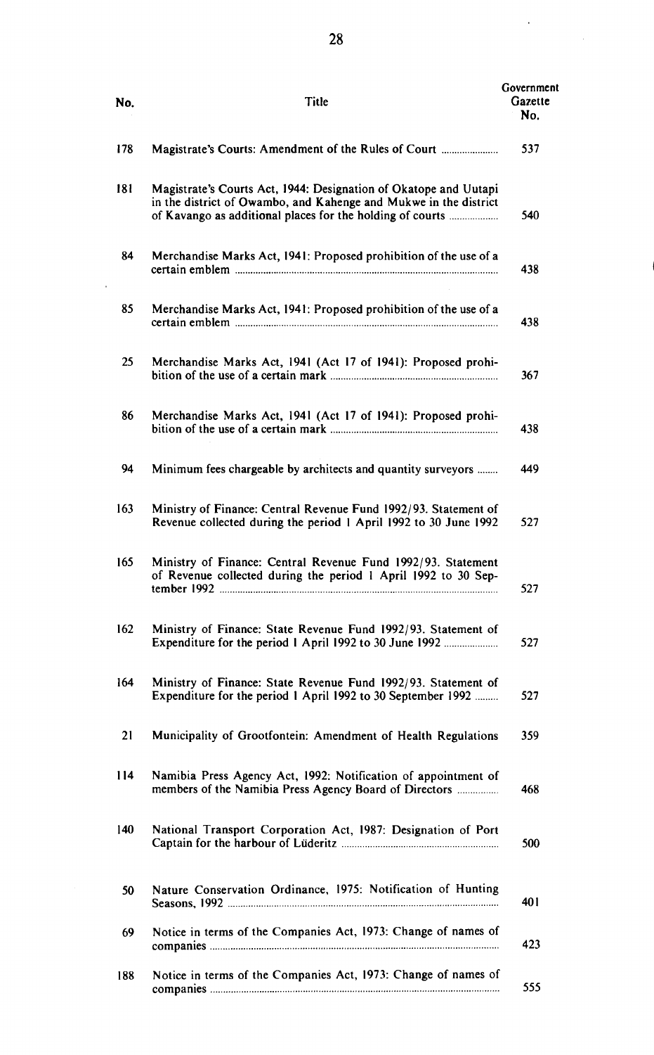| No. | Title | Government Gazette No. |
|---|---|---|
| 178 | Magistrate's Courts: Amendment of the Rules of Court | 537 |
| 181 | Magistrate's Courts Act, 1944: Designation of Okatope and Uutapi in the district of Owambo, and Kahenge and Mukwe in the district of Kavango as additional places for the holding of courts | 540 |
| 84 | Merchandise Marks Act, 1941: Proposed prohibition of the use of a certain emblem | 438 |
| 85 | Merchandise Marks Act, 1941: Proposed prohibition of the use of a certain emblem | 438 |
| 25 | Merchandise Marks Act, 1941 (Act 17 of 1941): Proposed prohibition of the use of a certain mark | 367 |
| 86 | Merchandise Marks Act, 1941 (Act 17 of 1941): Proposed prohibition of the use of a certain mark | 438 |
| 94 | Minimum fees chargeable by architects and quantity surveyors | 449 |
| 163 | Ministry of Finance: Central Revenue Fund 1992/93. Statement of Revenue collected during the period 1 April 1992 to 30 June 1992 | 527 |
| 165 | Ministry of Finance: Central Revenue Fund 1992/93. Statement of Revenue collected during the period 1 April 1992 to 30 September 1992 | 527 |
| 162 | Ministry of Finance: State Revenue Fund 1992/93. Statement of Expenditure for the period 1 April 1992 to 30 June 1992 | 527 |
| 164 | Ministry of Finance: State Revenue Fund 1992/93. Statement of Expenditure for the period 1 April 1992 to 30 September 1992 | 527 |
| 21 | Municipality of Grootfontein: Amendment of Health Regulations | 359 |
| 114 | Namibia Press Agency Act, 1992: Notification of appointment of members of the Namibia Press Agency Board of Directors | 468 |
| 140 | National Transport Corporation Act, 1987: Designation of Port Captain for the harbour of Lüderitz | 500 |
| 50 | Nature Conservation Ordinance, 1975: Notification of Hunting Seasons, 1992 | 401 |
| 69 | Notice in terms of the Companies Act, 1973: Change of names of companies | 423 |
| 188 | Notice in terms of the Companies Act, 1973: Change of names of companies | 555 |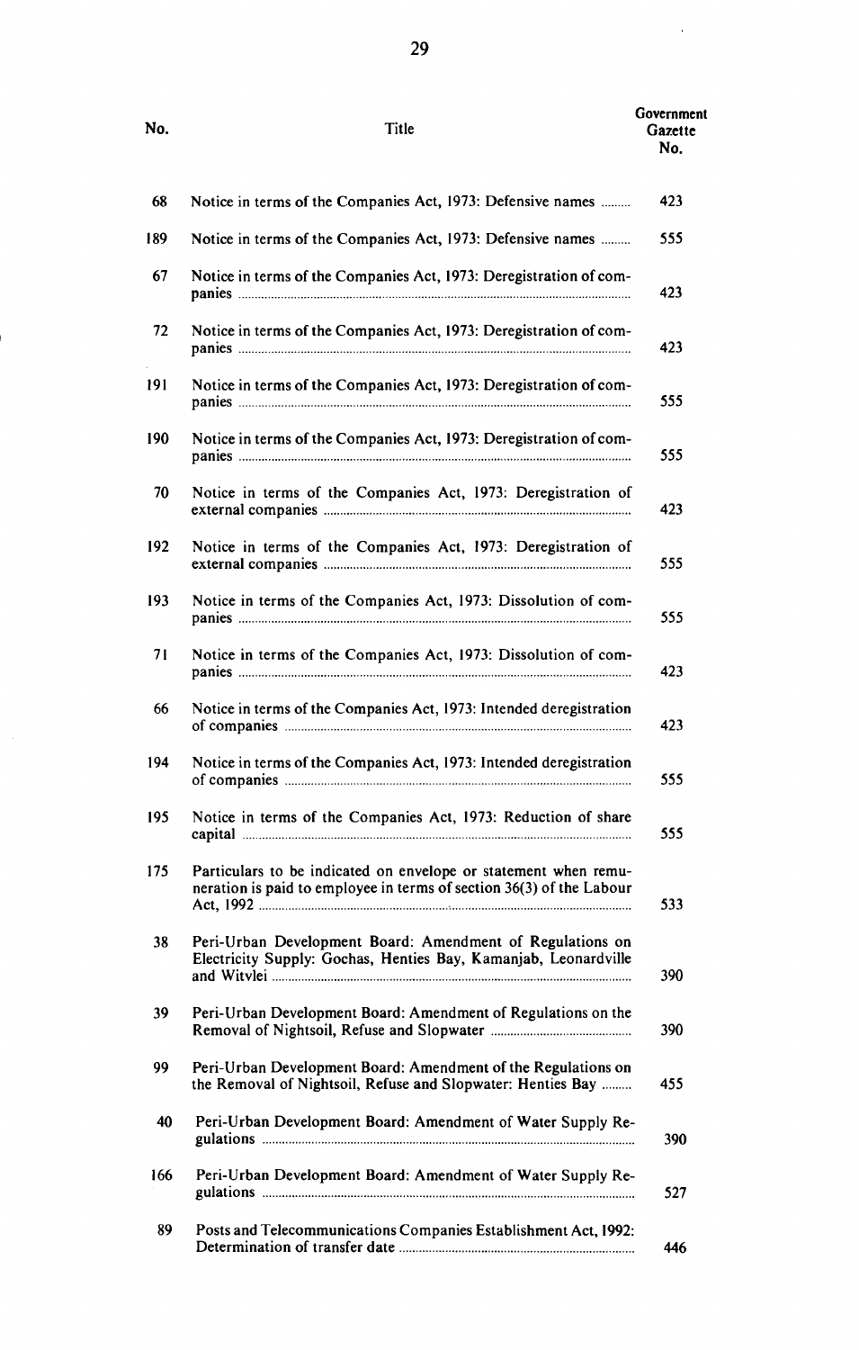| No. | Title | Government Gazette No. |
|---|---|---|
| 68 | Notice in terms of the Companies Act, 1973: Defensive names | 423 |
| 189 | Notice in terms of the Companies Act, 1973: Defensive names | 555 |
| 67 | Notice in terms of the Companies Act, 1973: Deregistration of companies | 423 |
| 72 | Notice in terms of the Companies Act, 1973: Deregistration of companies | 423 |
| 191 | Notice in terms of the Companies Act, 1973: Deregistration of companies | 555 |
| 190 | Notice in terms of the Companies Act, 1973: Deregistration of companies | 555 |
| 70 | Notice in terms of the Companies Act, 1973: Deregistration of external companies | 423 |
| 192 | Notice in terms of the Companies Act, 1973: Deregistration of external companies | 555 |
| 193 | Notice in terms of the Companies Act, 1973: Dissolution of companies | 555 |
| 71 | Notice in terms of the Companies Act, 1973: Dissolution of companies | 423 |
| 66 | Notice in terms of the Companies Act, 1973: Intended deregistration of companies | 423 |
| 194 | Notice in terms of the Companies Act, 1973: Intended deregistration of companies | 555 |
| 195 | Notice in terms of the Companies Act, 1973: Reduction of share capital | 555 |
| 175 | Particulars to be indicated on envelope or statement when remuneration is paid to employee in terms of section 36(3) of the Labour Act, 1992 | 533 |
| 38 | Peri-Urban Development Board: Amendment of Regulations on Electricity Supply: Gochas, Henties Bay, Kamanjab, Leonardville and Witvlei | 390 |
| 39 | Peri-Urban Development Board: Amendment of Regulations on the Removal of Nightsoil, Refuse and Slopwater | 390 |
| 99 | Peri-Urban Development Board: Amendment of the Regulations on the Removal of Nightsoil, Refuse and Slopwater: Henties Bay | 455 |
| 40 | Peri-Urban Development Board: Amendment of Water Supply Regulations | 390 |
| 166 | Peri-Urban Development Board: Amendment of Water Supply Regulations | 527 |
| 89 | Posts and Telecommunications Companies Establishment Act, 1992: Determination of transfer date | 446 |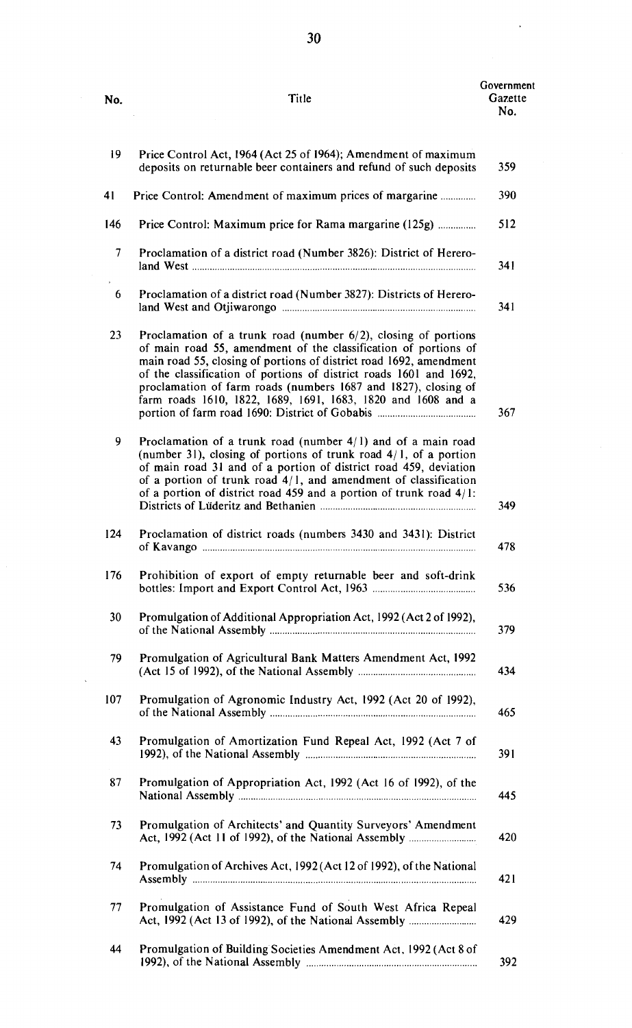| No. | Title | Government Gazette No. |
|---|---|---|
| 19 | Price Control Act, 1964 (Act 25 of 1964); Amendment of maximum deposits on returnable beer containers and refund of such deposits | 359 |
| 41 | Price Control: Amendment of maximum prices of margarine | 390 |
| 146 | Price Control: Maximum price for Rama margarine (125g) | 512 |
| 7 | Proclamation of a district road (Number 3826): District of Hereroland West | 341 |
| 6 | Proclamation of a district road (Number 3827): Districts of Hereroland West and Otjiwarongo | 341 |
| 23 | Proclamation of a trunk road (number 6/2), closing of portions of main road 55, amendment of the classification of portions of main road 55, closing of portions of district road 1692, amendment of the classification of portions of district roads 1601 and 1692, proclamation of farm roads (numbers 1687 and 1827), closing of farm roads 1610, 1822, 1689, 1691, 1683, 1820 and 1608 and a portion of farm road 1690: District of Gobabis | 367 |
| 9 | Proclamation of a trunk road (number 4/1) and of a main road (number 31), closing of portions of trunk road 4/1, of a portion of main road 31 and of a portion of district road 459, deviation of a portion of trunk road 4/1, and amendment of classification of a portion of district road 459 and a portion of trunk road 4/1: Districts of Lüderitz and Bethanien | 349 |
| 124 | Proclamation of district roads (numbers 3430 and 3431): District of Kavango | 478 |
| 176 | Prohibition of export of empty returnable beer and soft-drink bottles: Import and Export Control Act, 1963 | 536 |
| 30 | Promulgation of Additional Appropriation Act, 1992 (Act 2 of 1992), of the National Assembly | 379 |
| 79 | Promulgation of Agricultural Bank Matters Amendment Act, 1992 (Act 15 of 1992), of the National Assembly | 434 |
| 107 | Promulgation of Agronomic Industry Act, 1992 (Act 20 of 1992), of the National Assembly | 465 |
| 43 | Promulgation of Amortization Fund Repeal Act, 1992 (Act 7 of 1992), of the National Assembly | 391 |
| 87 | Promulgation of Appropriation Act, 1992 (Act 16 of 1992), of the National Assembly | 445 |
| 73 | Promulgation of Architects' and Quantity Surveyors' Amendment Act, 1992 (Act 11 of 1992), of the National Assembly | 420 |
| 74 | Promulgation of Archives Act, 1992 (Act 12 of 1992), of the National Assembly | 421 |
| 77 | Promulgation of Assistance Fund of South West Africa Repeal Act, 1992 (Act 13 of 1992), of the National Assembly | 429 |
| 44 | Promulgation of Building Societies Amendment Act, 1992 (Act 8 of 1992), of the National Assembly | 392 |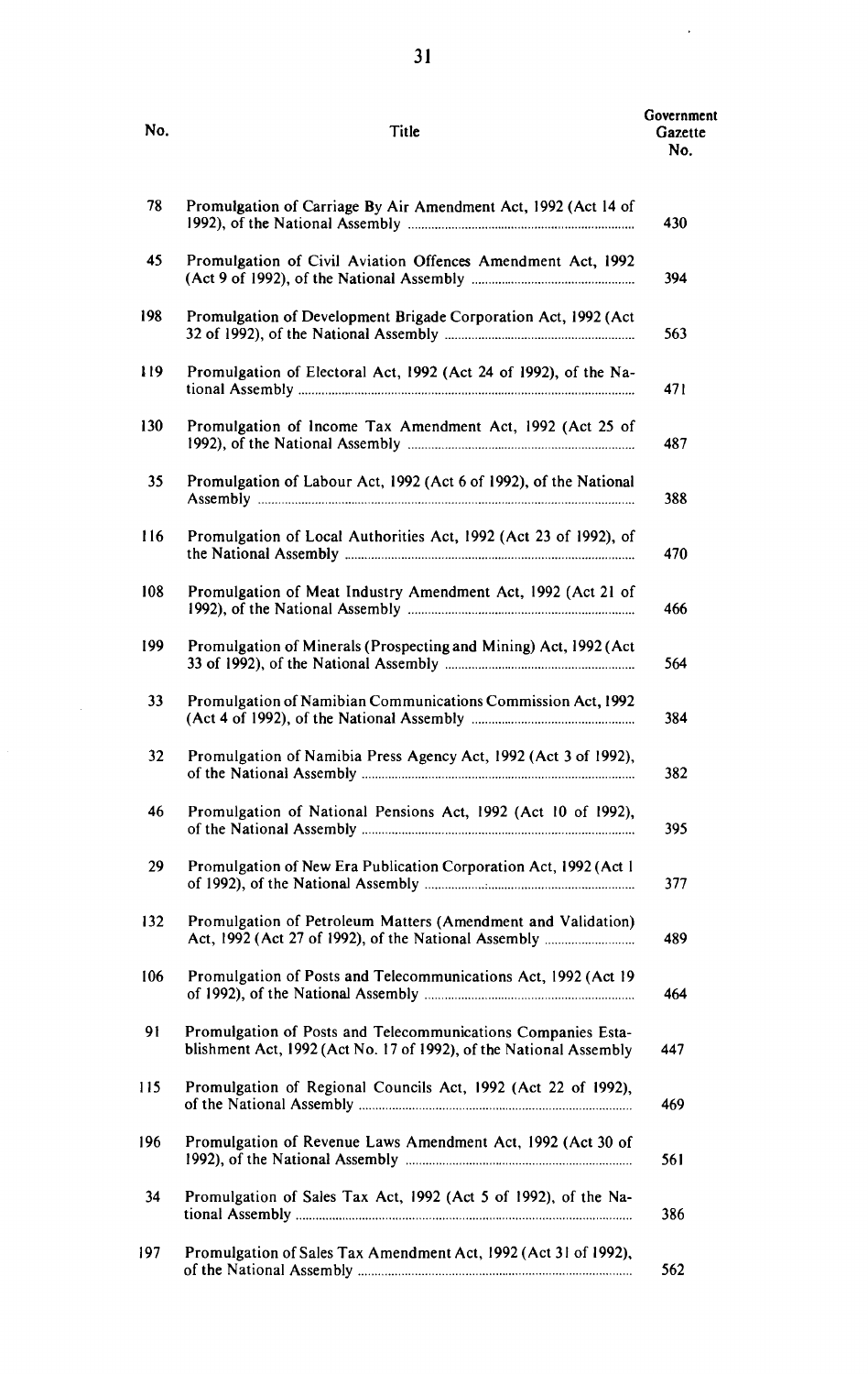| No. | Title | Government Gazette No. |
|---|---|---|
| 78 | Promulgation of Carriage By Air Amendment Act, 1992 (Act 14 of 1992), of the National Assembly | 430 |
| 45 | Promulgation of Civil Aviation Offences Amendment Act, 1992 (Act 9 of 1992), of the National Assembly | 394 |
| 198 | Promulgation of Development Brigade Corporation Act, 1992 (Act 32 of 1992), of the National Assembly | 563 |
| 119 | Promulgation of Electoral Act, 1992 (Act 24 of 1992), of the National Assembly | 471 |
| 130 | Promulgation of Income Tax Amendment Act, 1992 (Act 25 of 1992), of the National Assembly | 487 |
| 35 | Promulgation of Labour Act, 1992 (Act 6 of 1992), of the National Assembly | 388 |
| 116 | Promulgation of Local Authorities Act, 1992 (Act 23 of 1992), of the National Assembly | 470 |
| 108 | Promulgation of Meat Industry Amendment Act, 1992 (Act 21 of 1992), of the National Assembly | 466 |
| 199 | Promulgation of Minerals (Prospecting and Mining) Act, 1992 (Act 33 of 1992), of the National Assembly | 564 |
| 33 | Promulgation of Namibian Communications Commission Act, 1992 (Act 4 of 1992), of the National Assembly | 384 |
| 32 | Promulgation of Namibia Press Agency Act, 1992 (Act 3 of 1992), of the National Assembly | 382 |
| 46 | Promulgation of National Pensions Act, 1992 (Act 10 of 1992), of the National Assembly | 395 |
| 29 | Promulgation of New Era Publication Corporation Act, 1992 (Act 1 of 1992), of the National Assembly | 377 |
| 132 | Promulgation of Petroleum Matters (Amendment and Validation) Act, 1992 (Act 27 of 1992), of the National Assembly | 489 |
| 106 | Promulgation of Posts and Telecommunications Act, 1992 (Act 19 of 1992), of the National Assembly | 464 |
| 91 | Promulgation of Posts and Telecommunications Companies Establishment Act, 1992 (Act No. 17 of 1992), of the National Assembly | 447 |
| 115 | Promulgation of Regional Councils Act, 1992 (Act 22 of 1992), of the National Assembly | 469 |
| 196 | Promulgation of Revenue Laws Amendment Act, 1992 (Act 30 of 1992), of the National Assembly | 561 |
| 34 | Promulgation of Sales Tax Act, 1992 (Act 5 of 1992), of the National Assembly | 386 |
| 197 | Promulgation of Sales Tax Amendment Act, 1992 (Act 31 of 1992), of the National Assembly | 562 |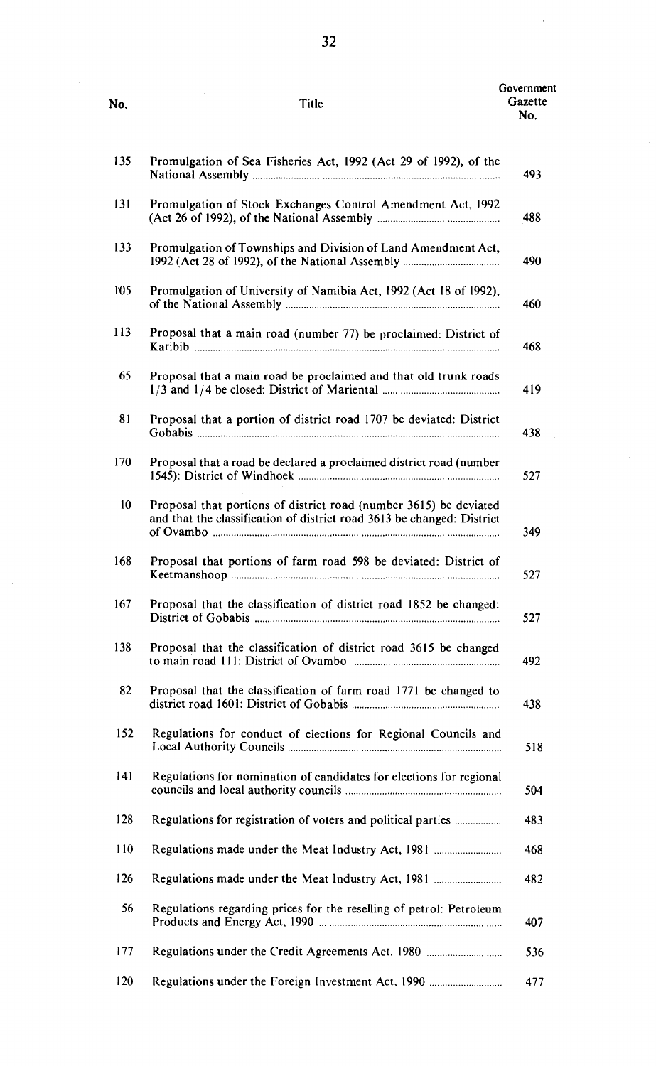| No. | Title | Government Gazette No. |
|---|---|---|
| 135 | Promulgation of Sea Fisheries Act, 1992 (Act 29 of 1992), of the National Assembly | 493 |
| 131 | Promulgation of Stock Exchanges Control Amendment Act, 1992 (Act 26 of 1992), of the National Assembly | 488 |
| 133 | Promulgation of Townships and Division of Land Amendment Act, 1992 (Act 28 of 1992), of the National Assembly | 490 |
| 105 | Promulgation of University of Namibia Act, 1992 (Act 18 of 1992), of the National Assembly | 460 |
| 113 | Proposal that a main road (number 77) be proclaimed: District of Karibib | 468 |
| 65 | Proposal that a main road be proclaimed and that old trunk roads 1/3 and 1/4 be closed: District of Mariental | 419 |
| 81 | Proposal that a portion of district road 1707 be deviated: District Gobabis | 438 |
| 170 | Proposal that a road be declared a proclaimed district road (number 1545): District of Windhoek | 527 |
| 10 | Proposal that portions of district road (number 3615) be deviated and that the classification of district road 3613 be changed: District of Ovambo | 349 |
| 168 | Proposal that portions of farm road 598 be deviated: District of Keetmanshoop | 527 |
| 167 | Proposal that the classification of district road 1852 be changed: District of Gobabis | 527 |
| 138 | Proposal that the classification of district road 3615 be changed to main road 111: District of Ovambo | 492 |
| 82 | Proposal that the classification of farm road 1771 be changed to district road 1601: District of Gobabis | 438 |
| 152 | Regulations for conduct of elections for Regional Councils and Local Authority Councils | 518 |
| 141 | Regulations for nomination of candidates for elections for regional councils and local authority councils | 504 |
| 128 | Regulations for registration of voters and political parties | 483 |
| 110 | Regulations made under the Meat Industry Act, 1981 | 468 |
| 126 | Regulations made under the Meat Industry Act, 1981 | 482 |
| 56 | Regulations regarding prices for the reselling of petrol: Petroleum Products and Energy Act, 1990 | 407 |
| 177 | Regulations under the Credit Agreements Act, 1980 | 536 |
| 120 | Regulations under the Foreign Investment Act, 1990 | 477 |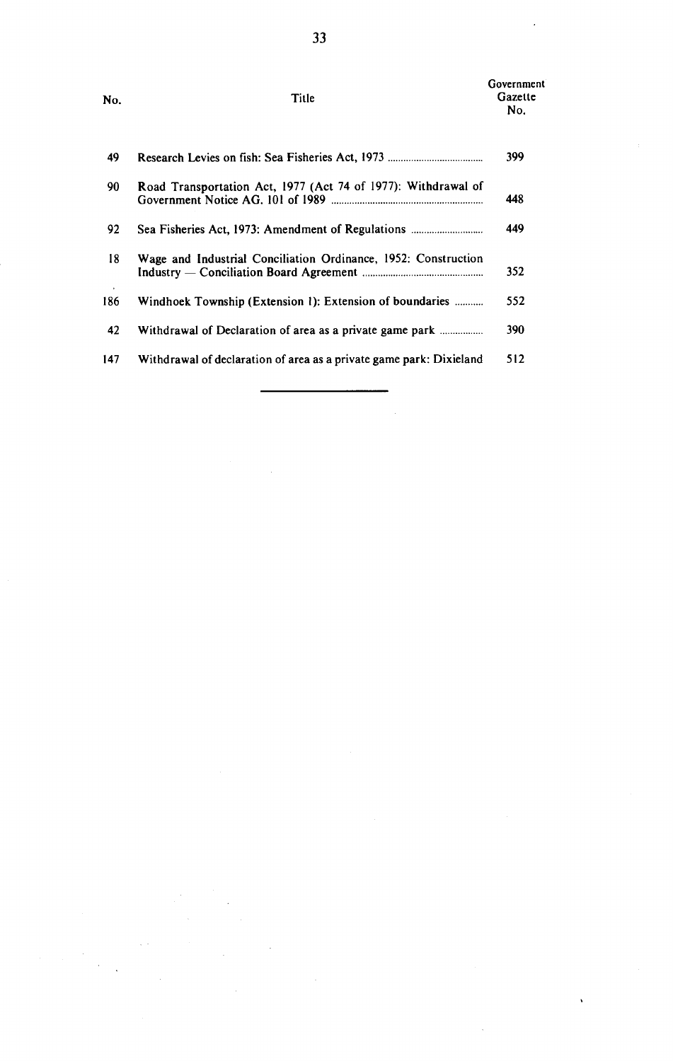| No. | Title | Government Gazette No. |
|---|---|---|
| 49 | Research Levies on fish: Sea Fisheries Act, 1973 | 399 |
| 90 | Road Transportation Act, 1977 (Act 74 of 1977): Withdrawal of Government Notice AG. 101 of 1989 | 448 |
| 92 | Sea Fisheries Act, 1973: Amendment of Regulations | 449 |
| 18 | Wage and Industrial Conciliation Ordinance, 1952: Construction Industry — Conciliation Board Agreement | 352 |
| 186 | Windhoek Township (Extension 1): Extension of boundaries | 552 |
| 42 | Withdrawal of Declaration of area as a private game park | 390 |
| 147 | Withdrawal of declaration of area as a private game park: Dixieland | 512 |